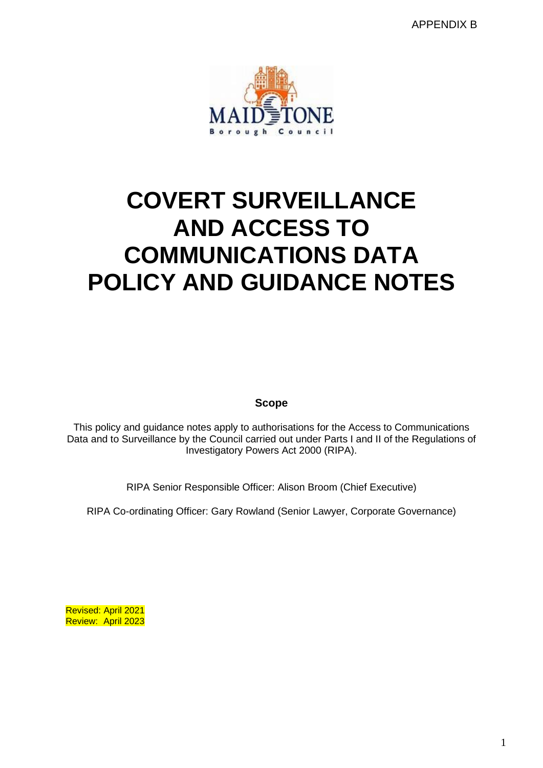APPENDIX B

# COVERT SURVEILLANCE AND ACCESS TO COMMUNICATIONS DATA POLICY AND GUIDANCE NOTES

**Scope**

This policy and guidance notes apply to authorisations for the Access to Communications Data and to Surveillance by the Council carried out under Parts I and II of the Regulations of Investigatory Powers Act 2000 (RIPA).

RIPA Senior Responsible Officer: Alison Broom (Chief Executive)

RIPA Co-ordinating Officer: Gary Rowland (Senior Lawyer, Corporate Governance)

Revised: April 2021
Review: April 2023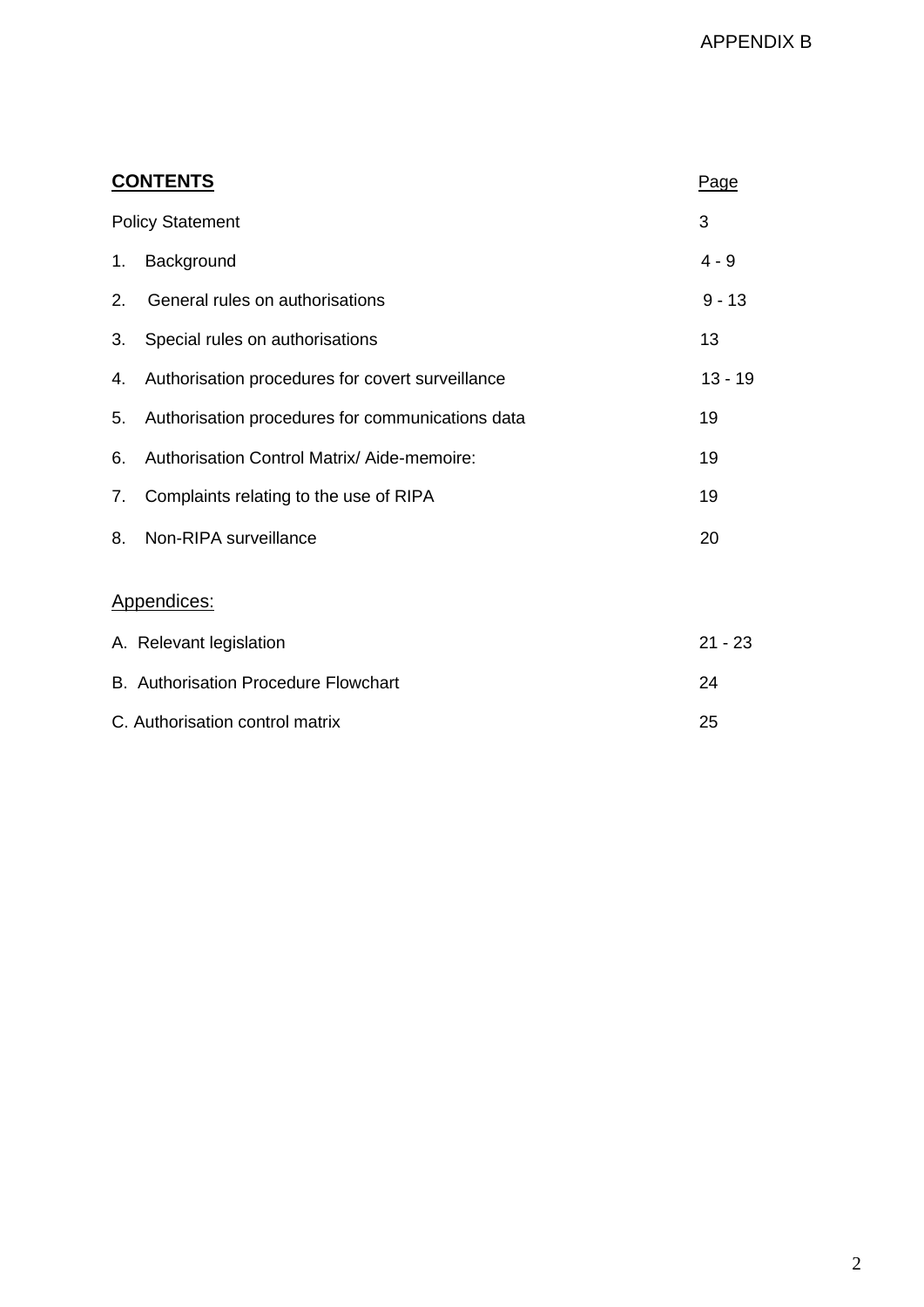APPENDIX B

| **CONTENTS** | Page |
|---|---|
| Policy Statement | 3 |
| 1. Background | 4 - 9 |
| 2. General rules on authorisations | 9 - 13 |
| 3. Special rules on authorisations | 13 |
| 4. Authorisation procedures for covert surveillance | 13 - 19 |
| 5. Authorisation procedures for communications data | 19 |
| 6. Authorisation Control Matrix/ Aide-memoire: | 19 |
| 7. Complaints relating to the use of RIPA | 19 |
| 8. Non-RIPA surveillance | 20 |
| Appendices: | |
| A. Relevant legislation | 21 - 23 |
| B. Authorisation Procedure Flowchart | 24 |
| C. Authorisation control matrix | 25 |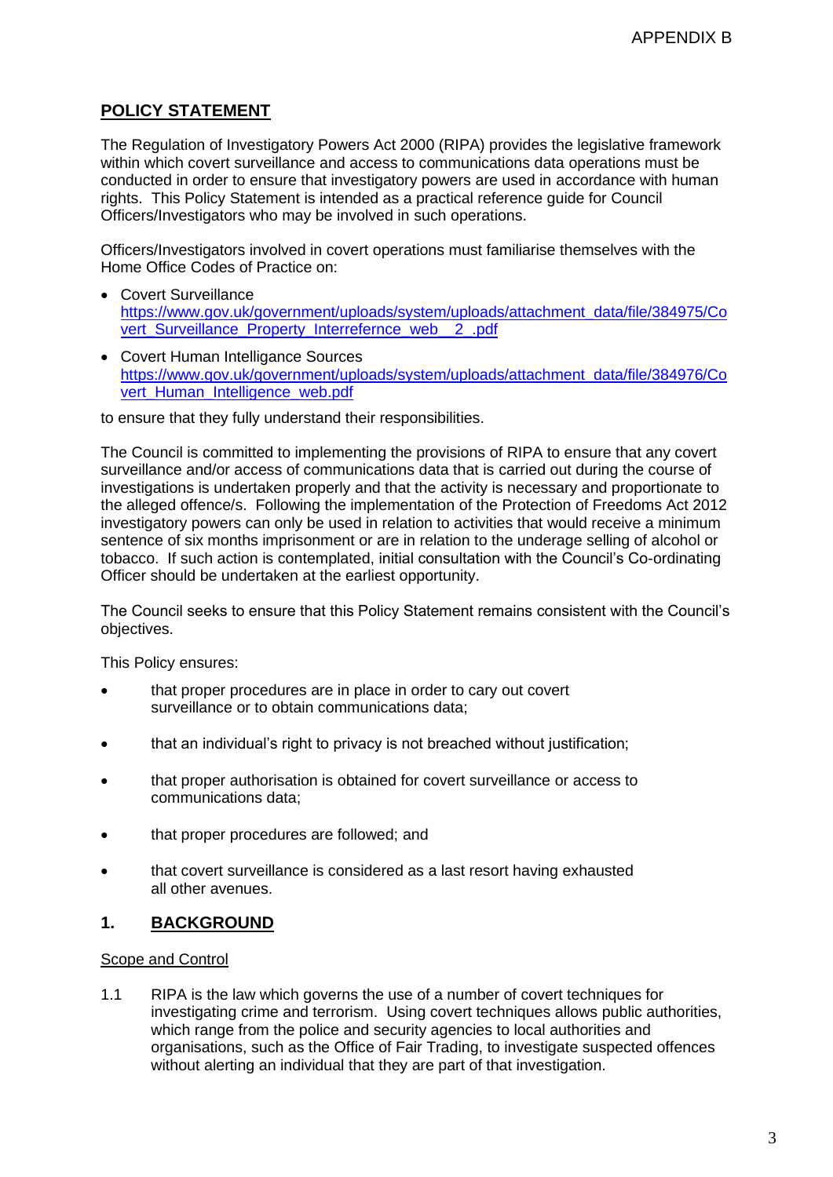APPENDIX B

## POLICY STATEMENT

The Regulation of Investigatory Powers Act 2000 (RIPA) provides the legislative framework within which covert surveillance and access to communications data operations must be conducted in order to ensure that investigatory powers are used in accordance with human rights. This Policy Statement is intended as a practical reference guide for Council Officers/Investigators who may be involved in such operations.

Officers/Investigators involved in covert operations must familiarise themselves with the Home Office Codes of Practice on:

- Covert Surveillance
  https://www.gov.uk/government/uploads/system/uploads/attachment_data/file/384975/Covert_Surveillance_Property_Interrefernce_web__2_.pdf
- Covert Human Intelligence Sources
  https://www.gov.uk/government/uploads/system/uploads/attachment_data/file/384976/Covert_Human_Intelligence_web.pdf

to ensure that they fully understand their responsibilities.

The Council is committed to implementing the provisions of RIPA to ensure that any covert surveillance and/or access of communications data that is carried out during the course of investigations is undertaken properly and that the activity is necessary and proportionate to the alleged offence/s. Following the implementation of the Protection of Freedoms Act 2012 investigatory powers can only be used in relation to activities that would receive a minimum sentence of six months imprisonment or are in relation to the underage selling of alcohol or tobacco. If such action is contemplated, initial consultation with the Council's Co-ordinating Officer should be undertaken at the earliest opportunity.

The Council seeks to ensure that this Policy Statement remains consistent with the Council's objectives.

This Policy ensures:

- that proper procedures are in place in order to cary out covert surveillance or to obtain communications data;
- that an individual's right to privacy is not breached without justification;
- that proper authorisation is obtained for covert surveillance or access to communications data;
- that proper procedures are followed; and
- that covert surveillance is considered as a last resort having exhausted all other avenues.

## 1. BACKGROUND

Scope and Control

1.1 RIPA is the law which governs the use of a number of covert techniques for investigating crime and terrorism. Using covert techniques allows public authorities, which range from the police and security agencies to local authorities and organisations, such as the Office of Fair Trading, to investigate suspected offences without alerting an individual that they are part of that investigation.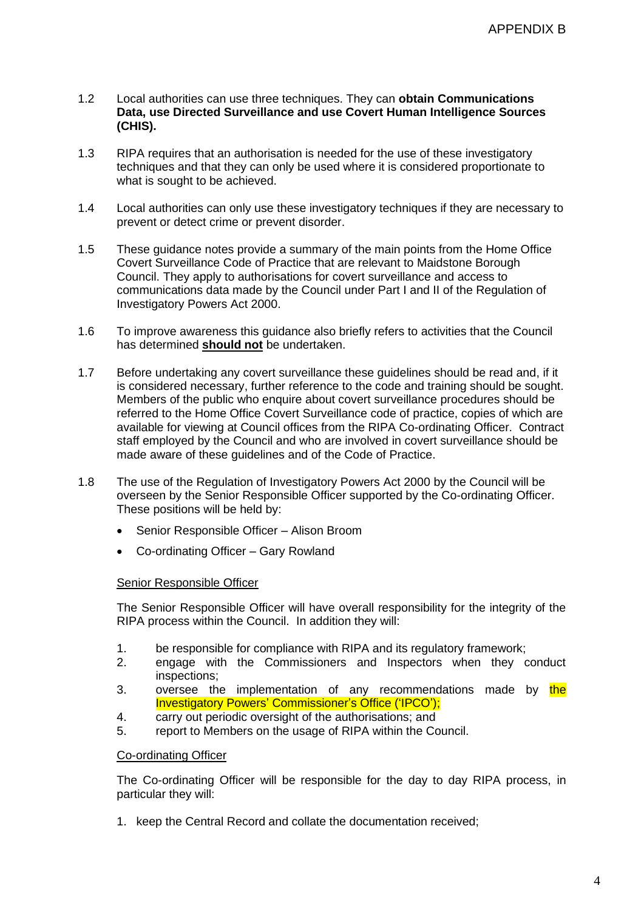APPENDIX B

1.2 Local authorities can use three techniques. They can **obtain Communications Data, use Directed Surveillance and use Covert Human Intelligence Sources (CHIS).**

1.3 RIPA requires that an authorisation is needed for the use of these investigatory techniques and that they can only be used where it is considered proportionate to what is sought to be achieved.

1.4 Local authorities can only use these investigatory techniques if they are necessary to prevent or detect crime or prevent disorder.

1.5 These guidance notes provide a summary of the main points from the Home Office Covert Surveillance Code of Practice that are relevant to Maidstone Borough Council. They apply to authorisations for covert surveillance and access to communications data made by the Council under Part I and II of the Regulation of Investigatory Powers Act 2000.

1.6 To improve awareness this guidance also briefly refers to activities that the Council has determined **should not** be undertaken.

1.7 Before undertaking any covert surveillance these guidelines should be read and, if it is considered necessary, further reference to the code and training should be sought. Members of the public who enquire about covert surveillance procedures should be referred to the Home Office Covert Surveillance code of practice, copies of which are available for viewing at Council offices from the RIPA Co-ordinating Officer. Contract staff employed by the Council and who are involved in covert surveillance should be made aware of these guidelines and of the Code of Practice.

1.8 The use of the Regulation of Investigatory Powers Act 2000 by the Council will be overseen by the Senior Responsible Officer supported by the Co-ordinating Officer. These positions will be held by:

- Senior Responsible Officer – Alison Broom
- Co-ordinating Officer – Gary Rowland

Senior Responsible Officer

The Senior Responsible Officer will have overall responsibility for the integrity of the RIPA process within the Council. In addition they will:

1. be responsible for compliance with RIPA and its regulatory framework;
2. engage with the Commissioners and Inspectors when they conduct inspections;
3. oversee the implementation of any recommendations made by the Investigatory Powers' Commissioner's Office ('IPCO');
4. carry out periodic oversight of the authorisations; and
5. report to Members on the usage of RIPA within the Council.

Co-ordinating Officer

The Co-ordinating Officer will be responsible for the day to day RIPA process, in particular they will:

1. keep the Central Record and collate the documentation received;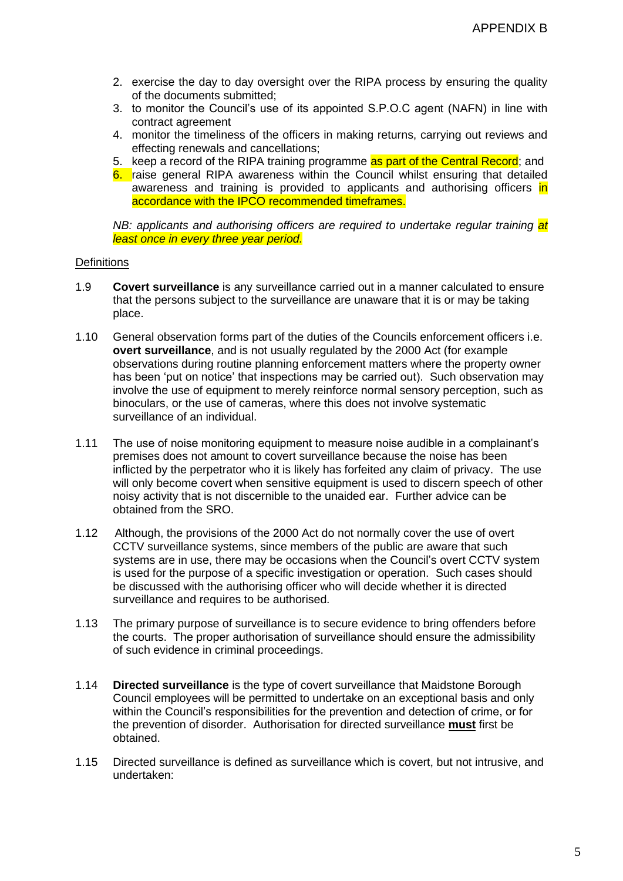2. exercise the day to day oversight over the RIPA process by ensuring the quality of the documents submitted;
3. to monitor the Council's use of its appointed S.P.O.C agent (NAFN) in line with contract agreement
4. monitor the timeliness of the officers in making returns, carrying out reviews and effecting renewals and cancellations;
5. keep a record of the RIPA training programme as part of the Central Record; and
6. raise general RIPA awareness within the Council whilst ensuring that detailed awareness and training is provided to applicants and authorising officers in accordance with the IPCO recommended timeframes.

*NB: applicants and authorising officers are required to undertake regular training at least once in every three year period.*

Definitions

1.9 **Covert surveillance** is any surveillance carried out in a manner calculated to ensure that the persons subject to the surveillance are unaware that it is or may be taking place.

1.10 General observation forms part of the duties of the Councils enforcement officers i.e. **overt surveillance**, and is not usually regulated by the 2000 Act (for example observations during routine planning enforcement matters where the property owner has been 'put on notice' that inspections may be carried out). Such observation may involve the use of equipment to merely reinforce normal sensory perception, such as binoculars, or the use of cameras, where this does not involve systematic surveillance of an individual.

1.11 The use of noise monitoring equipment to measure noise audible in a complainant's premises does not amount to covert surveillance because the noise has been inflicted by the perpetrator who it is likely has forfeited any claim of privacy. The use will only become covert when sensitive equipment is used to discern speech of other noisy activity that is not discernible to the unaided ear. Further advice can be obtained from the SRO.

1.12 Although, the provisions of the 2000 Act do not normally cover the use of overt CCTV surveillance systems, since members of the public are aware that such systems are in use, there may be occasions when the Council's overt CCTV system is used for the purpose of a specific investigation or operation. Such cases should be discussed with the authorising officer who will decide whether it is directed surveillance and requires to be authorised.

1.13 The primary purpose of surveillance is to secure evidence to bring offenders before the courts. The proper authorisation of surveillance should ensure the admissibility of such evidence in criminal proceedings.

1.14 **Directed surveillance** is the type of covert surveillance that Maidstone Borough Council employees will be permitted to undertake on an exceptional basis and only within the Council's responsibilities for the prevention and detection of crime, or for the prevention of disorder. Authorisation for directed surveillance **must** first be obtained.

1.15 Directed surveillance is defined as surveillance which is covert, but not intrusive, and undertaken: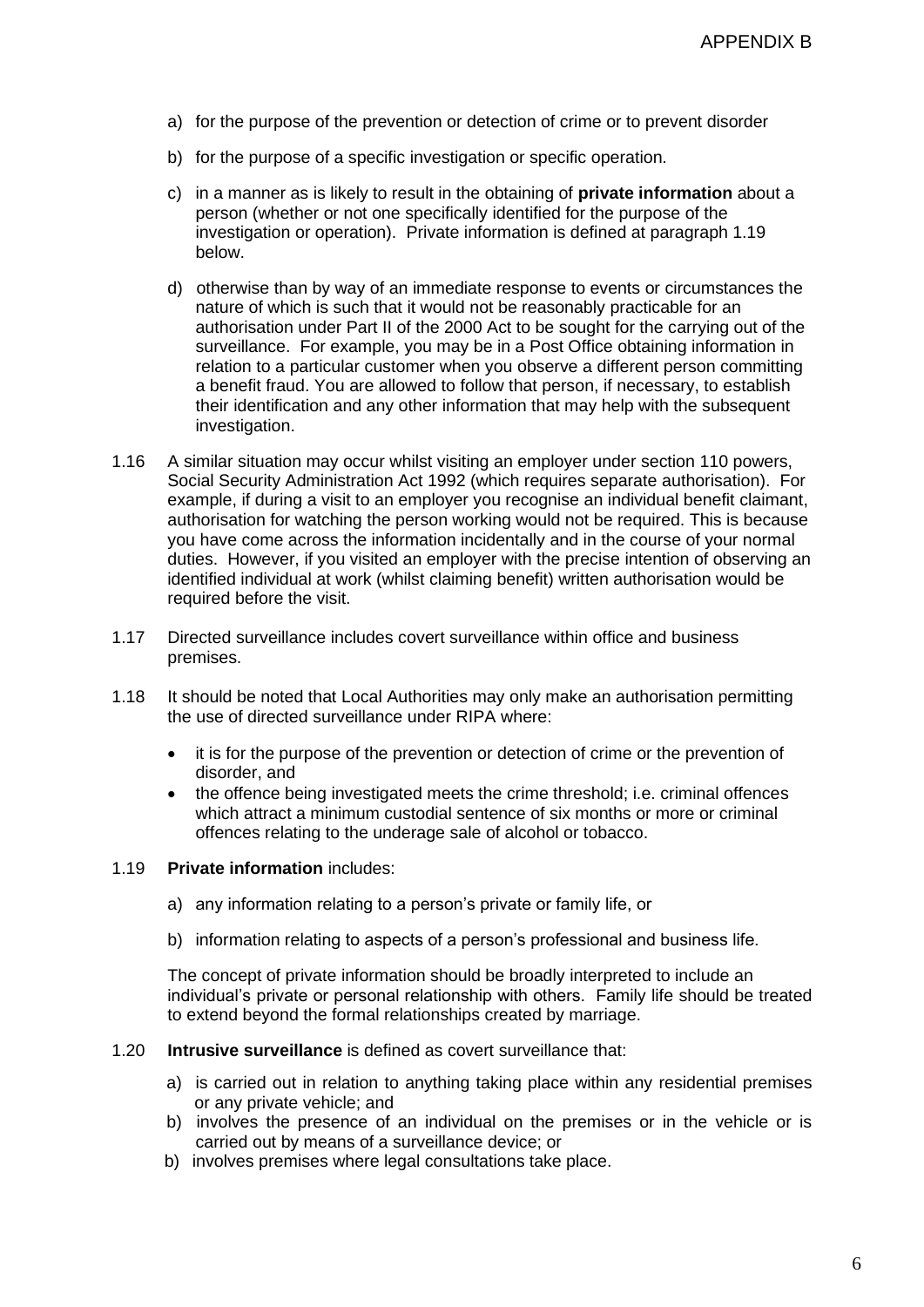a) for the purpose of the prevention or detection of crime or to prevent disorder

b) for the purpose of a specific investigation or specific operation.

c) in a manner as is likely to result in the obtaining of **private information** about a person (whether or not one specifically identified for the purpose of the investigation or operation). Private information is defined at paragraph 1.19 below.

d) otherwise than by way of an immediate response to events or circumstances the nature of which is such that it would not be reasonably practicable for an authorisation under Part II of the 2000 Act to be sought for the carrying out of the surveillance. For example, you may be in a Post Office obtaining information in relation to a particular customer when you observe a different person committing a benefit fraud. You are allowed to follow that person, if necessary, to establish their identification and any other information that may help with the subsequent investigation.

1.16 A similar situation may occur whilst visiting an employer under section 110 powers, Social Security Administration Act 1992 (which requires separate authorisation). For example, if during a visit to an employer you recognise an individual benefit claimant, authorisation for watching the person working would not be required. This is because you have come across the information incidentally and in the course of your normal duties. However, if you visited an employer with the precise intention of observing an identified individual at work (whilst claiming benefit) written authorisation would be required before the visit.

1.17 Directed surveillance includes covert surveillance within office and business premises.

1.18 It should be noted that Local Authorities may only make an authorisation permitting the use of directed surveillance under RIPA where:

- it is for the purpose of the prevention or detection of crime or the prevention of disorder, and
- the offence being investigated meets the crime threshold; i.e. criminal offences which attract a minimum custodial sentence of six months or more or criminal offences relating to the underage sale of alcohol or tobacco.

1.19 **Private information** includes:

a) any information relating to a person's private or family life, or

b) information relating to aspects of a person's professional and business life.

The concept of private information should be broadly interpreted to include an individual's private or personal relationship with others. Family life should be treated to extend beyond the formal relationships created by marriage.

1.20 **Intrusive surveillance** is defined as covert surveillance that:

a) is carried out in relation to anything taking place within any residential premises or any private vehicle; and
b) involves the presence of an individual on the premises or in the vehicle or is carried out by means of a surveillance device; or
b) involves premises where legal consultations take place.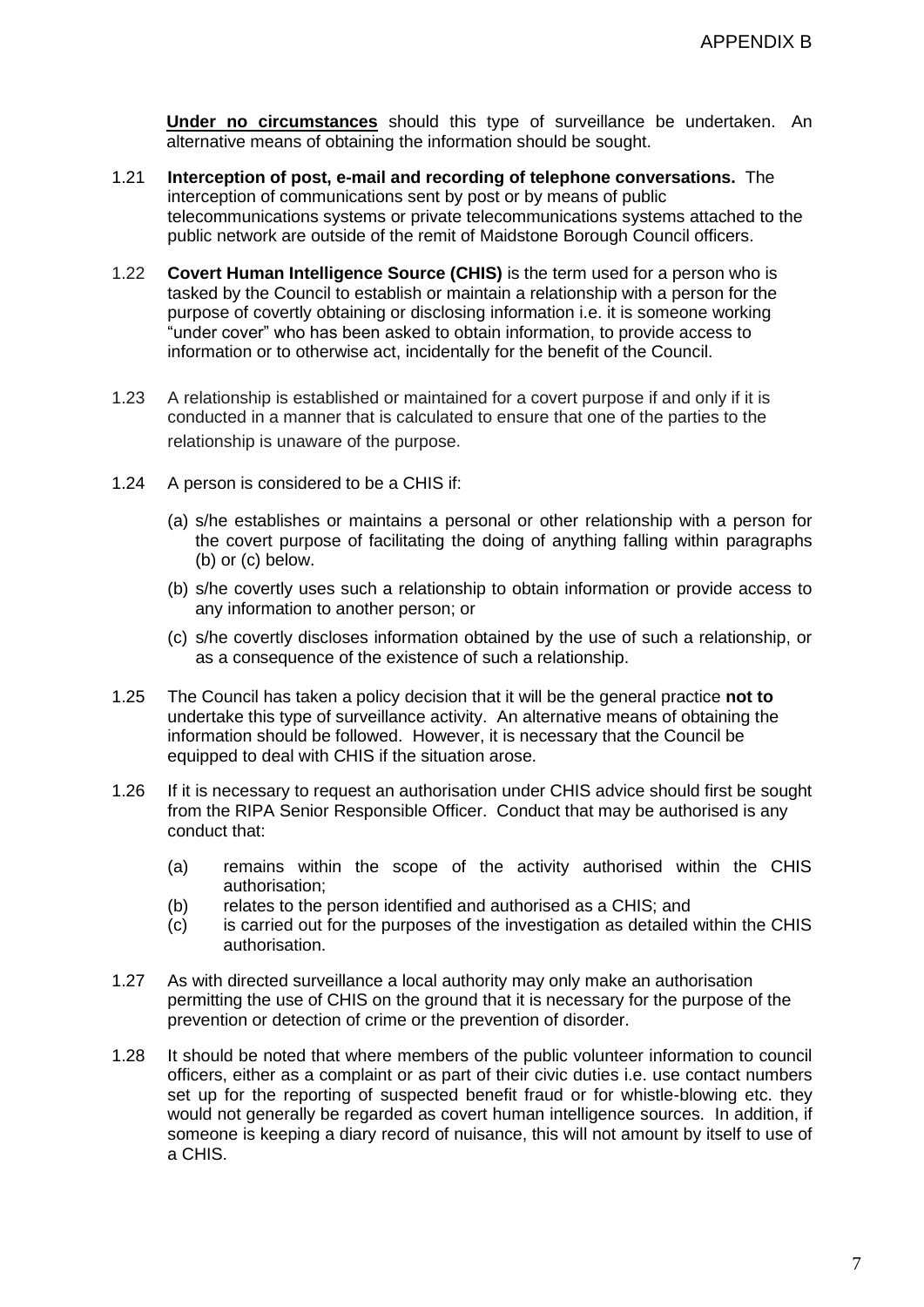**Under no circumstances** should this type of surveillance be undertaken. An alternative means of obtaining the information should be sought.

1.21 **Interception of post, e-mail and recording of telephone conversations.** The interception of communications sent by post or by means of public telecommunications systems or private telecommunications systems attached to the public network are outside of the remit of Maidstone Borough Council officers.

1.22 **Covert Human Intelligence Source (CHIS)** is the term used for a person who is tasked by the Council to establish or maintain a relationship with a person for the purpose of covertly obtaining or disclosing information i.e. it is someone working "under cover" who has been asked to obtain information, to provide access to information or to otherwise act, incidentally for the benefit of the Council.

1.23 A relationship is established or maintained for a covert purpose if and only if it is conducted in a manner that is calculated to ensure that one of the parties to the relationship is unaware of the purpose.

1.24 A person is considered to be a CHIS if:

(a) s/he establishes or maintains a personal or other relationship with a person for the covert purpose of facilitating the doing of anything falling within paragraphs (b) or (c) below.

(b) s/he covertly uses such a relationship to obtain information or provide access to any information to another person; or

(c) s/he covertly discloses information obtained by the use of such a relationship, or as a consequence of the existence of such a relationship.

1.25 The Council has taken a policy decision that it will be the general practice **not to** undertake this type of surveillance activity. An alternative means of obtaining the information should be followed. However, it is necessary that the Council be equipped to deal with CHIS if the situation arose.

1.26 If it is necessary to request an authorisation under CHIS advice should first be sought from the RIPA Senior Responsible Officer. Conduct that may be authorised is any conduct that:

(a) remains within the scope of the activity authorised within the CHIS authorisation;
(b) relates to the person identified and authorised as a CHIS; and
(c) is carried out for the purposes of the investigation as detailed within the CHIS authorisation.

1.27 As with directed surveillance a local authority may only make an authorisation permitting the use of CHIS on the ground that it is necessary for the purpose of the prevention or detection of crime or the prevention of disorder.

1.28 It should be noted that where members of the public volunteer information to council officers, either as a complaint or as part of their civic duties i.e. use contact numbers set up for the reporting of suspected benefit fraud or for whistle-blowing etc. they would not generally be regarded as covert human intelligence sources. In addition, if someone is keeping a diary record of nuisance, this will not amount by itself to use of a CHIS.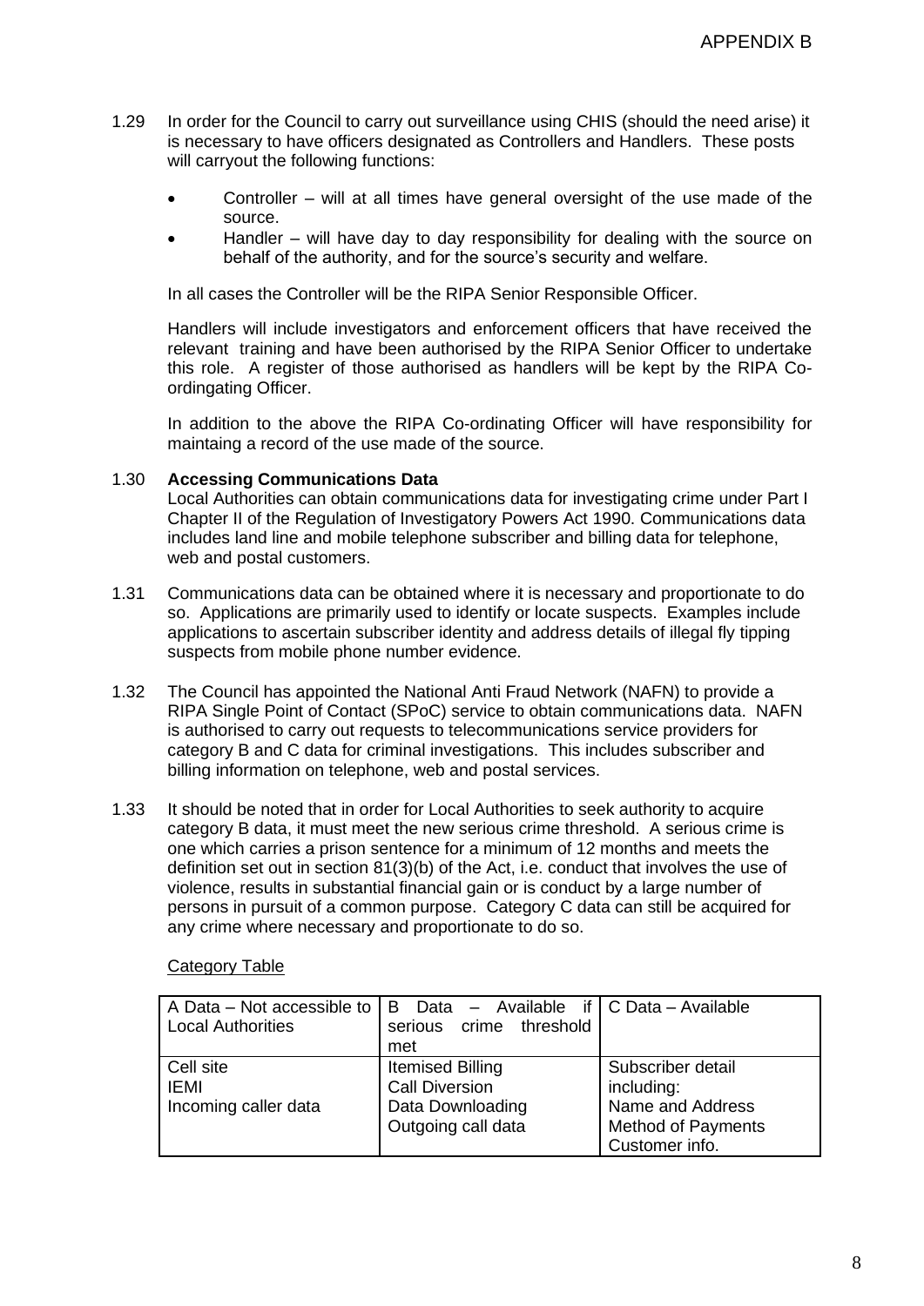1.29 In order for the Council to carry out surveillance using CHIS (should the need arise) it is necessary to have officers designated as Controllers and Handlers. These posts will carryout the following functions:

- Controller – will at all times have general oversight of the use made of the source.
- Handler – will have day to day responsibility for dealing with the source on behalf of the authority, and for the source's security and welfare.

In all cases the Controller will be the RIPA Senior Responsible Officer.

Handlers will include investigators and enforcement officers that have received the relevant training and have been authorised by the RIPA Senior Officer to undertake this role. A register of those authorised as handlers will be kept by the RIPA Co-ordingating Officer.

In addition to the above the RIPA Co-ordinating Officer will have responsibility for maintaing a record of the use made of the source.

1.30 **Accessing Communications Data**

Local Authorities can obtain communications data for investigating crime under Part I Chapter II of the Regulation of Investigatory Powers Act 1990. Communications data includes land line and mobile telephone subscriber and billing data for telephone, web and postal customers.

1.31 Communications data can be obtained where it is necessary and proportionate to do so. Applications are primarily used to identify or locate suspects. Examples include applications to ascertain subscriber identity and address details of illegal fly tipping suspects from mobile phone number evidence.

1.32 The Council has appointed the National Anti Fraud Network (NAFN) to provide a RIPA Single Point of Contact (SPoC) service to obtain communications data. NAFN is authorised to carry out requests to telecommunications service providers for category B and C data for criminal investigations. This includes subscriber and billing information on telephone, web and postal services.

1.33 It should be noted that in order for Local Authorities to seek authority to acquire category B data, it must meet the new serious crime threshold. A serious crime is one which carries a prison sentence for a minimum of 12 months and meets the definition set out in section 81(3)(b) of the Act, i.e. conduct that involves the use of violence, results in substantial financial gain or is conduct by a large number of persons in pursuit of a common purpose. Category C data can still be acquired for any crime where necessary and proportionate to do so.

Category Table

| A Data – Not accessible to Local Authorities | B Data – Available if serious crime threshold met | C Data – Available |
|---|---|---|
| Cell site<br>IEMI<br>Incoming caller data | Itemised Billing<br>Call Diversion<br>Data Downloading<br>Outgoing call data | Subscriber detail including:<br>Name and Address<br>Method of Payments<br>Customer info. |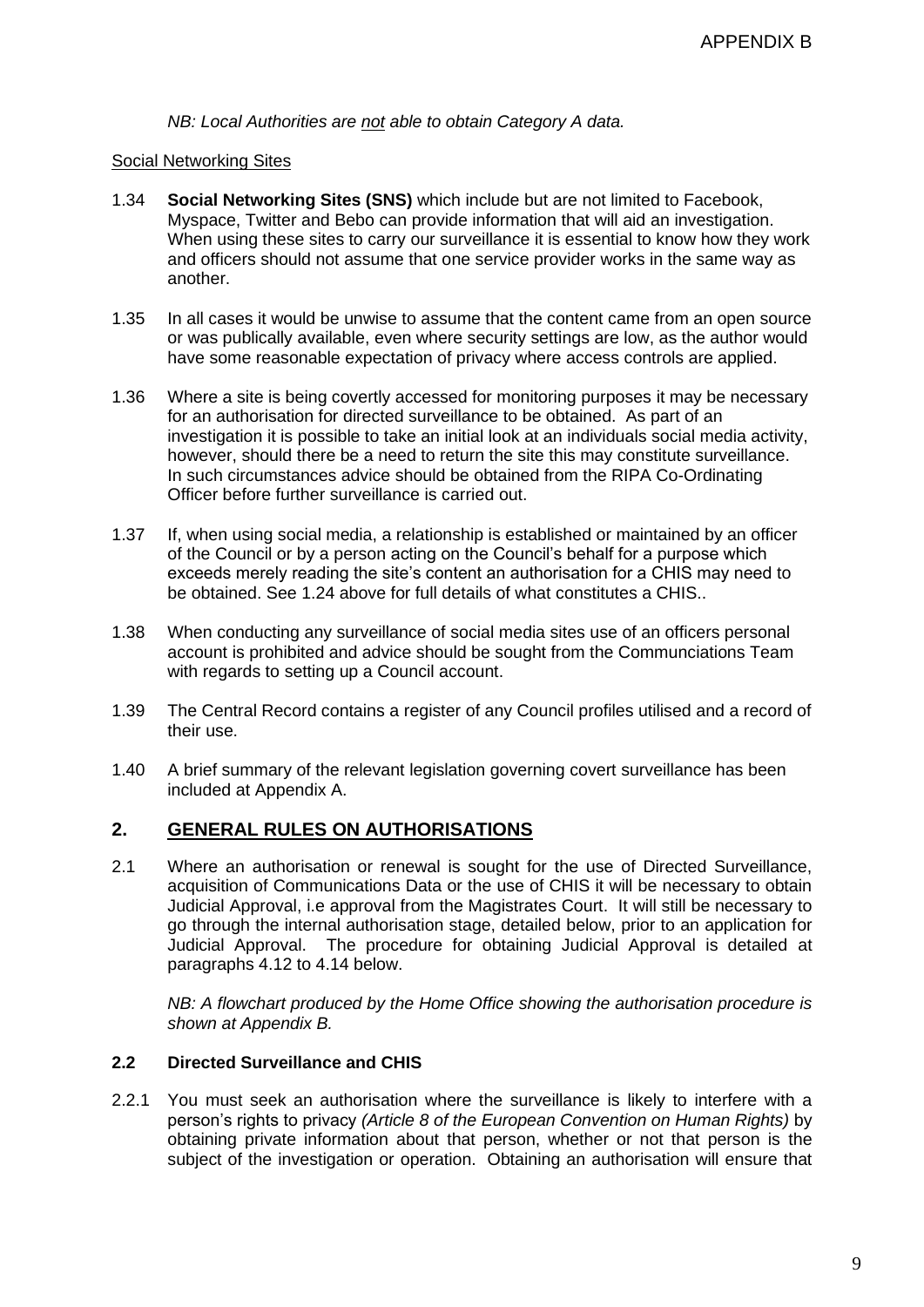*NB: Local Authorities are not able to obtain Category A data.*

Social Networking Sites

1.34 **Social Networking Sites (SNS)** which include but are not limited to Facebook, Myspace, Twitter and Bebo can provide information that will aid an investigation. When using these sites to carry our surveillance it is essential to know how they work and officers should not assume that one service provider works in the same way as another.

1.35 In all cases it would be unwise to assume that the content came from an open source or was publically available, even where security settings are low, as the author would have some reasonable expectation of privacy where access controls are applied.

1.36 Where a site is being covertly accessed for monitoring purposes it may be necessary for an authorisation for directed surveillance to be obtained. As part of an investigation it is possible to take an initial look at an individuals social media activity, however, should there be a need to return the site this may constitute surveillance. In such circumstances advice should be obtained from the RIPA Co-Ordinating Officer before further surveillance is carried out.

1.37 If, when using social media, a relationship is established or maintained by an officer of the Council or by a person acting on the Council's behalf for a purpose which exceeds merely reading the site's content an authorisation for a CHIS may need to be obtained. See 1.24 above for full details of what constitutes a CHIS..

1.38 When conducting any surveillance of social media sites use of an officers personal account is prohibited and advice should be sought from the Communciations Team with regards to setting up a Council account.

1.39 The Central Record contains a register of any Council profiles utilised and a record of their use.

1.40 A brief summary of the relevant legislation governing covert surveillance has been included at Appendix A.

## 2. GENERAL RULES ON AUTHORISATIONS

2.1 Where an authorisation or renewal is sought for the use of Directed Surveillance, acquisition of Communications Data or the use of CHIS it will be necessary to obtain Judicial Approval, i.e approval from the Magistrates Court. It will still be necessary to go through the internal authorisation stage, detailed below, prior to an application for Judicial Approval. The procedure for obtaining Judicial Approval is detailed at paragraphs 4.12 to 4.14 below.

*NB: A flowchart produced by the Home Office showing the authorisation procedure is shown at Appendix B.*

### 2.2 Directed Surveillance and CHIS

2.2.1 You must seek an authorisation where the surveillance is likely to interfere with a person's rights to privacy *(Article 8 of the European Convention on Human Rights)* by obtaining private information about that person, whether or not that person is the subject of the investigation or operation. Obtaining an authorisation will ensure that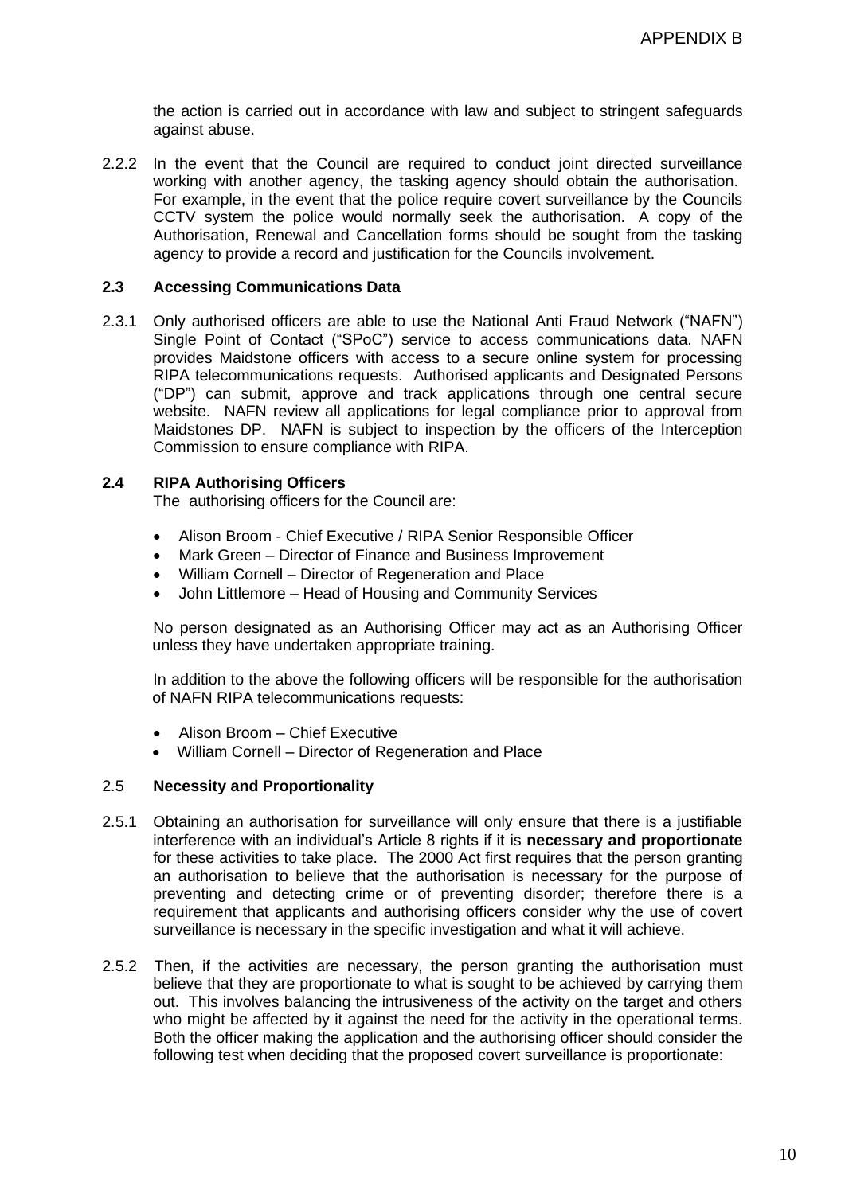the action is carried out in accordance with law and subject to stringent safeguards against abuse.

2.2.2 In the event that the Council are required to conduct joint directed surveillance working with another agency, the tasking agency should obtain the authorisation. For example, in the event that the police require covert surveillance by the Councils CCTV system the police would normally seek the authorisation. A copy of the Authorisation, Renewal and Cancellation forms should be sought from the tasking agency to provide a record and justification for the Councils involvement.

### 2.3 Accessing Communications Data

2.3.1 Only authorised officers are able to use the National Anti Fraud Network ("NAFN") Single Point of Contact ("SPoC") service to access communications data. NAFN provides Maidstone officers with access to a secure online system for processing RIPA telecommunications requests. Authorised applicants and Designated Persons ("DP") can submit, approve and track applications through one central secure website. NAFN review all applications for legal compliance prior to approval from Maidstones DP. NAFN is subject to inspection by the officers of the Interception Commission to ensure compliance with RIPA.

### 2.4 RIPA Authorising Officers

The authorising officers for the Council are:

- Alison Broom - Chief Executive / RIPA Senior Responsible Officer
- Mark Green – Director of Finance and Business Improvement
- William Cornell – Director of Regeneration and Place
- John Littlemore – Head of Housing and Community Services

No person designated as an Authorising Officer may act as an Authorising Officer unless they have undertaken appropriate training.

In addition to the above the following officers will be responsible for the authorisation of NAFN RIPA telecommunications requests:

- Alison Broom – Chief Executive
- William Cornell – Director of Regeneration and Place

### 2.5 Necessity and Proportionality

2.5.1 Obtaining an authorisation for surveillance will only ensure that there is a justifiable interference with an individual's Article 8 rights if it is **necessary and proportionate** for these activities to take place. The 2000 Act first requires that the person granting an authorisation to believe that the authorisation is necessary for the purpose of preventing and detecting crime or of preventing disorder; therefore there is a requirement that applicants and authorising officers consider why the use of covert surveillance is necessary in the specific investigation and what it will achieve.

2.5.2 Then, if the activities are necessary, the person granting the authorisation must believe that they are proportionate to what is sought to be achieved by carrying them out. This involves balancing the intrusiveness of the activity on the target and others who might be affected by it against the need for the activity in the operational terms. Both the officer making the application and the authorising officer should consider the following test when deciding that the proposed covert surveillance is proportionate: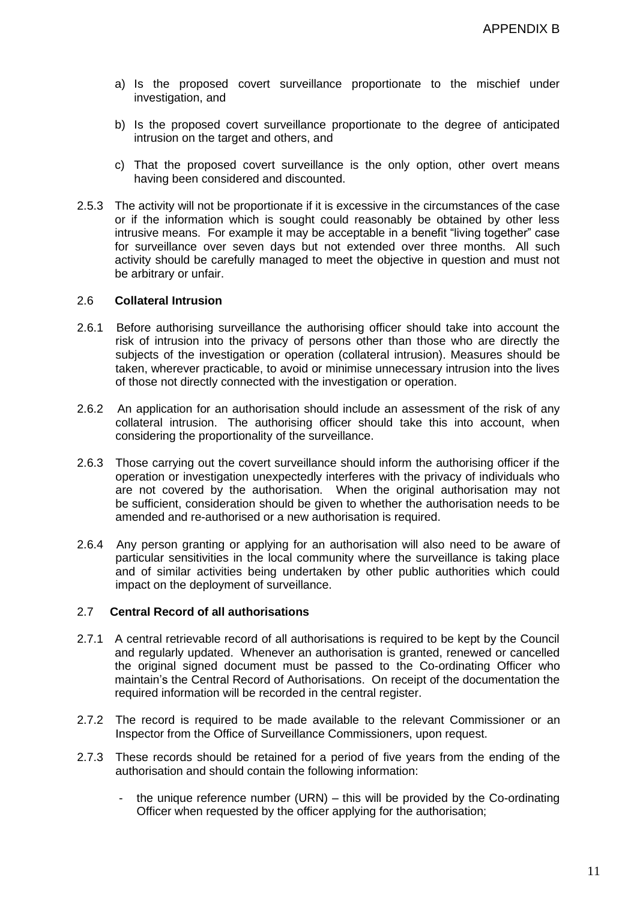a) Is the proposed covert surveillance proportionate to the mischief under investigation, and

b) Is the proposed covert surveillance proportionate to the degree of anticipated intrusion on the target and others, and

c) That the proposed covert surveillance is the only option, other overt means having been considered and discounted.

2.5.3 The activity will not be proportionate if it is excessive in the circumstances of the case or if the information which is sought could reasonably be obtained by other less intrusive means. For example it may be acceptable in a benefit "living together" case for surveillance over seven days but not extended over three months. All such activity should be carefully managed to meet the objective in question and must not be arbitrary or unfair.

### 2.6 Collateral Intrusion

2.6.1 Before authorising surveillance the authorising officer should take into account the risk of intrusion into the privacy of persons other than those who are directly the subjects of the investigation or operation (collateral intrusion). Measures should be taken, wherever practicable, to avoid or minimise unnecessary intrusion into the lives of those not directly connected with the investigation or operation.

2.6.2 An application for an authorisation should include an assessment of the risk of any collateral intrusion. The authorising officer should take this into account, when considering the proportionality of the surveillance.

2.6.3 Those carrying out the covert surveillance should inform the authorising officer if the operation or investigation unexpectedly interferes with the privacy of individuals who are not covered by the authorisation. When the original authorisation may not be sufficient, consideration should be given to whether the authorisation needs to be amended and re-authorised or a new authorisation is required.

2.6.4 Any person granting or applying for an authorisation will also need to be aware of particular sensitivities in the local community where the surveillance is taking place and of similar activities being undertaken by other public authorities which could impact on the deployment of surveillance.

### 2.7 Central Record of all authorisations

2.7.1 A central retrievable record of all authorisations is required to be kept by the Council and regularly updated. Whenever an authorisation is granted, renewed or cancelled the original signed document must be passed to the Co-ordinating Officer who maintain's the Central Record of Authorisations. On receipt of the documentation the required information will be recorded in the central register.

2.7.2 The record is required to be made available to the relevant Commissioner or an Inspector from the Office of Surveillance Commissioners, upon request.

2.7.3 These records should be retained for a period of five years from the ending of the authorisation and should contain the following information:

- the unique reference number (URN) – this will be provided by the Co-ordinating Officer when requested by the officer applying for the authorisation;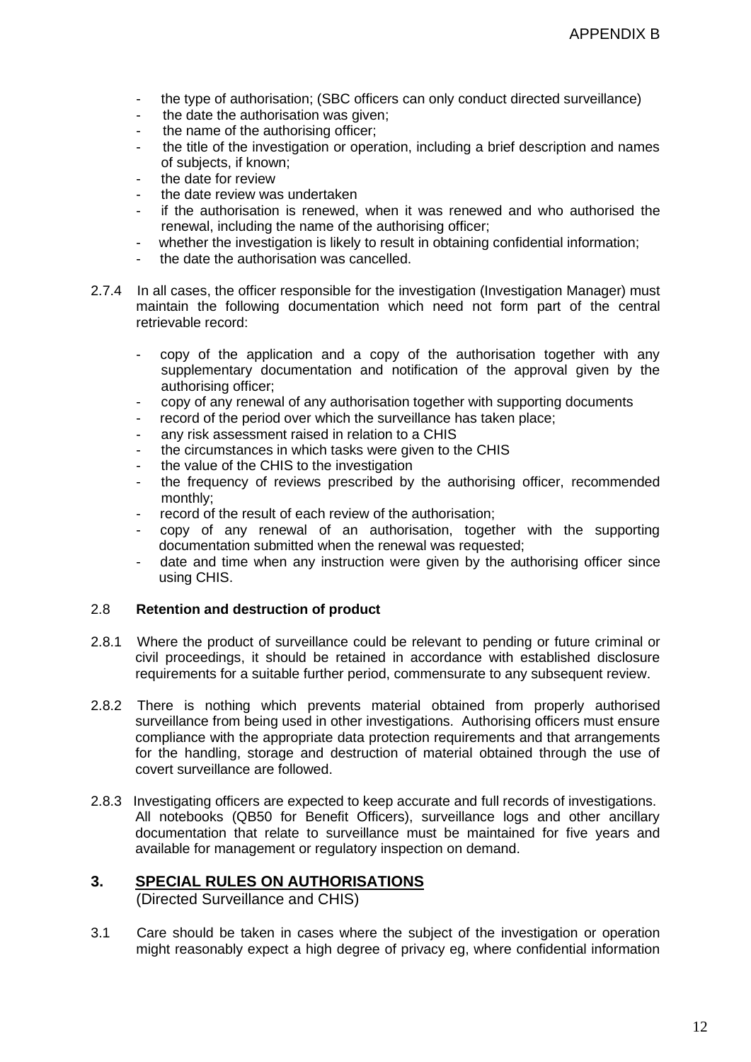- the type of authorisation; (SBC officers can only conduct directed surveillance)
- the date the authorisation was given;
- the name of the authorising officer;
- the title of the investigation or operation, including a brief description and names of subjects, if known;
- the date for review
- the date review was undertaken
- if the authorisation is renewed, when it was renewed and who authorised the renewal, including the name of the authorising officer;
- whether the investigation is likely to result in obtaining confidential information;
- the date the authorisation was cancelled.

2.7.4 In all cases, the officer responsible for the investigation (Investigation Manager) must maintain the following documentation which need not form part of the central retrievable record:

- copy of the application and a copy of the authorisation together with any supplementary documentation and notification of the approval given by the authorising officer;
- copy of any renewal of any authorisation together with supporting documents
- record of the period over which the surveillance has taken place;
- any risk assessment raised in relation to a CHIS
- the circumstances in which tasks were given to the CHIS
- the value of the CHIS to the investigation
- the frequency of reviews prescribed by the authorising officer, recommended monthly;
- record of the result of each review of the authorisation;
- copy of any renewal of an authorisation, together with the supporting documentation submitted when the renewal was requested;
- date and time when any instruction were given by the authorising officer since using CHIS.

### 2.8 Retention and destruction of product

2.8.1 Where the product of surveillance could be relevant to pending or future criminal or civil proceedings, it should be retained in accordance with established disclosure requirements for a suitable further period, commensurate to any subsequent review.

2.8.2 There is nothing which prevents material obtained from properly authorised surveillance from being used in other investigations. Authorising officers must ensure compliance with the appropriate data protection requirements and that arrangements for the handling, storage and destruction of material obtained through the use of covert surveillance are followed.

2.8.3 Investigating officers are expected to keep accurate and full records of investigations. All notebooks (QB50 for Benefit Officers), surveillance logs and other ancillary documentation that relate to surveillance must be maintained for five years and available for management or regulatory inspection on demand.

## 3. SPECIAL RULES ON AUTHORISATIONS

(Directed Surveillance and CHIS)

3.1 Care should be taken in cases where the subject of the investigation or operation might reasonably expect a high degree of privacy eg, where confidential information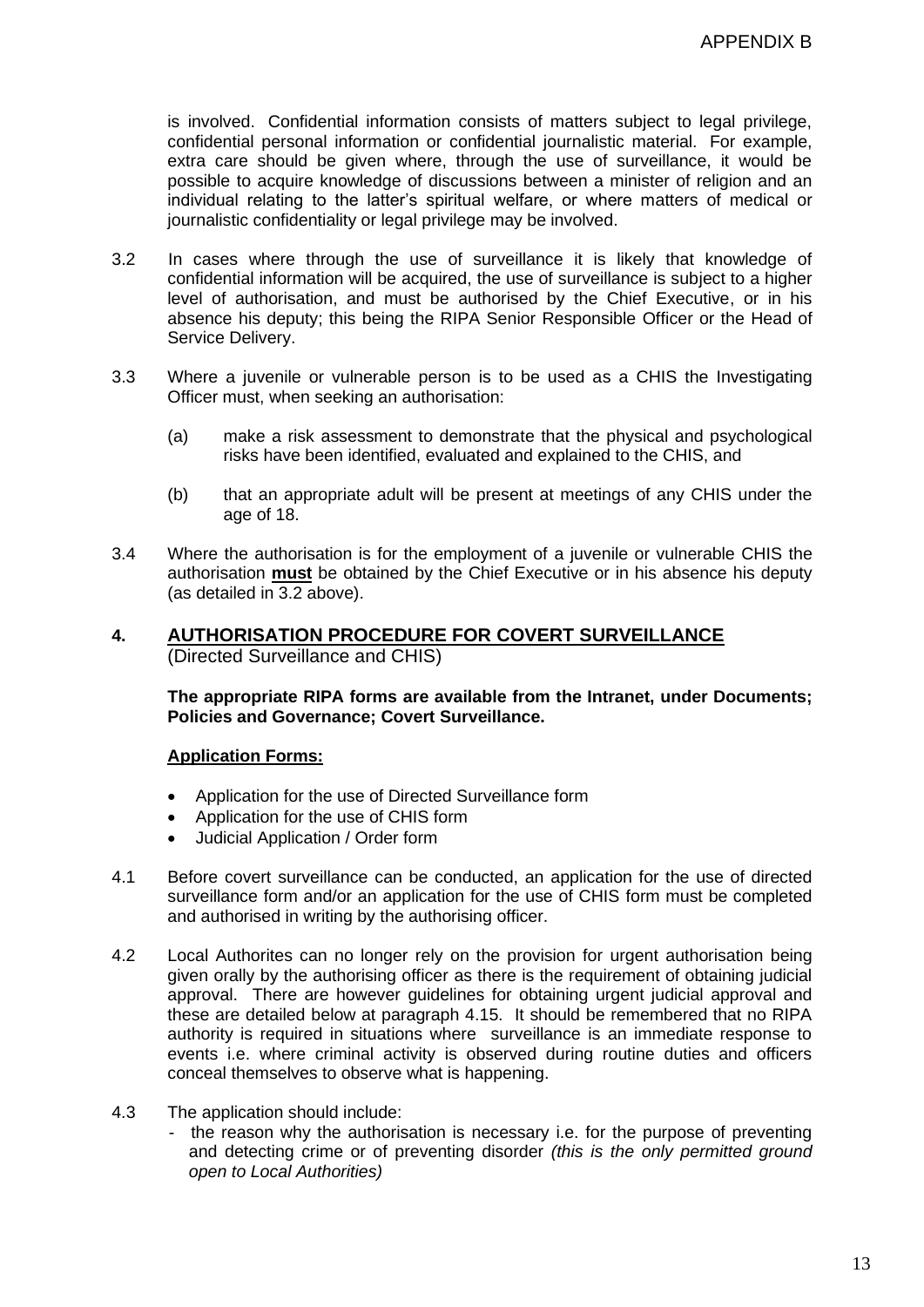is involved. Confidential information consists of matters subject to legal privilege, confidential personal information or confidential journalistic material. For example, extra care should be given where, through the use of surveillance, it would be possible to acquire knowledge of discussions between a minister of religion and an individual relating to the latter's spiritual welfare, or where matters of medical or journalistic confidentiality or legal privilege may be involved.

3.2 In cases where through the use of surveillance it is likely that knowledge of confidential information will be acquired, the use of surveillance is subject to a higher level of authorisation, and must be authorised by the Chief Executive, or in his absence his deputy; this being the RIPA Senior Responsible Officer or the Head of Service Delivery.

3.3 Where a juvenile or vulnerable person is to be used as a CHIS the Investigating Officer must, when seeking an authorisation:

(a) make a risk assessment to demonstrate that the physical and psychological risks have been identified, evaluated and explained to the CHIS, and

(b) that an appropriate adult will be present at meetings of any CHIS under the age of 18.

3.4 Where the authorisation is for the employment of a juvenile or vulnerable CHIS the authorisation **must** be obtained by the Chief Executive or in his absence his deputy (as detailed in 3.2 above).

## 4. AUTHORISATION PROCEDURE FOR COVERT SURVEILLANCE

(Directed Surveillance and CHIS)

**The appropriate RIPA forms are available from the Intranet, under Documents; Policies and Governance; Covert Surveillance.**

**Application Forms:**

- Application for the use of Directed Surveillance form
- Application for the use of CHIS form
- Judicial Application / Order form

4.1 Before covert surveillance can be conducted, an application for the use of directed surveillance form and/or an application for the use of CHIS form must be completed and authorised in writing by the authorising officer.

4.2 Local Authorites can no longer rely on the provision for urgent authorisation being given orally by the authorising officer as there is the requirement of obtaining judicial approval. There are however guidelines for obtaining urgent judicial approval and these are detailed below at paragraph 4.15. It should be remembered that no RIPA authority is required in situations where surveillance is an immediate response to events i.e. where criminal activity is observed during routine duties and officers conceal themselves to observe what is happening.

4.3 The application should include:

- the reason why the authorisation is necessary i.e. for the purpose of preventing and detecting crime or of preventing disorder *(this is the only permitted ground open to Local Authorities)*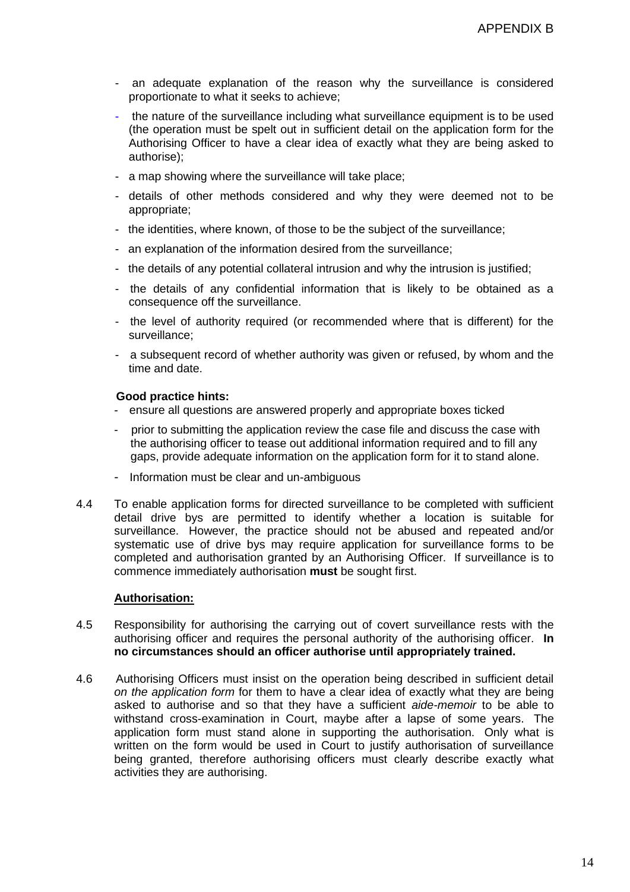- an adequate explanation of the reason why the surveillance is considered proportionate to what it seeks to achieve;
- the nature of the surveillance including what surveillance equipment is to be used (the operation must be spelt out in sufficient detail on the application form for the Authorising Officer to have a clear idea of exactly what they are being asked to authorise);
- a map showing where the surveillance will take place;
- details of other methods considered and why they were deemed not to be appropriate;
- the identities, where known, of those to be the subject of the surveillance;
- an explanation of the information desired from the surveillance;
- the details of any potential collateral intrusion and why the intrusion is justified;
- the details of any confidential information that is likely to be obtained as a consequence off the surveillance.
- the level of authority required (or recommended where that is different) for the surveillance;
- a subsequent record of whether authority was given or refused, by whom and the time and date.

**Good practice hints:**

- ensure all questions are answered properly and appropriate boxes ticked
- prior to submitting the application review the case file and discuss the case with the authorising officer to tease out additional information required and to fill any gaps, provide adequate information on the application form for it to stand alone.
- Information must be clear and un-ambiguous

4.4 To enable application forms for directed surveillance to be completed with sufficient detail drive bys are permitted to identify whether a location is suitable for surveillance. However, the practice should not be abused and repeated and/or systematic use of drive bys may require application for surveillance forms to be completed and authorisation granted by an Authorising Officer. If surveillance is to commence immediately authorisation **must** be sought first.

**Authorisation:**

4.5 Responsibility for authorising the carrying out of covert surveillance rests with the authorising officer and requires the personal authority of the authorising officer. **In no circumstances should an officer authorise until appropriately trained.**

4.6 Authorising Officers must insist on the operation being described in sufficient detail *on the application form* for them to have a clear idea of exactly what they are being asked to authorise and so that they have a sufficient *aide-memoir* to be able to withstand cross-examination in Court, maybe after a lapse of some years. The application form must stand alone in supporting the authorisation. Only what is written on the form would be used in Court to justify authorisation of surveillance being granted, therefore authorising officers must clearly describe exactly what activities they are authorising.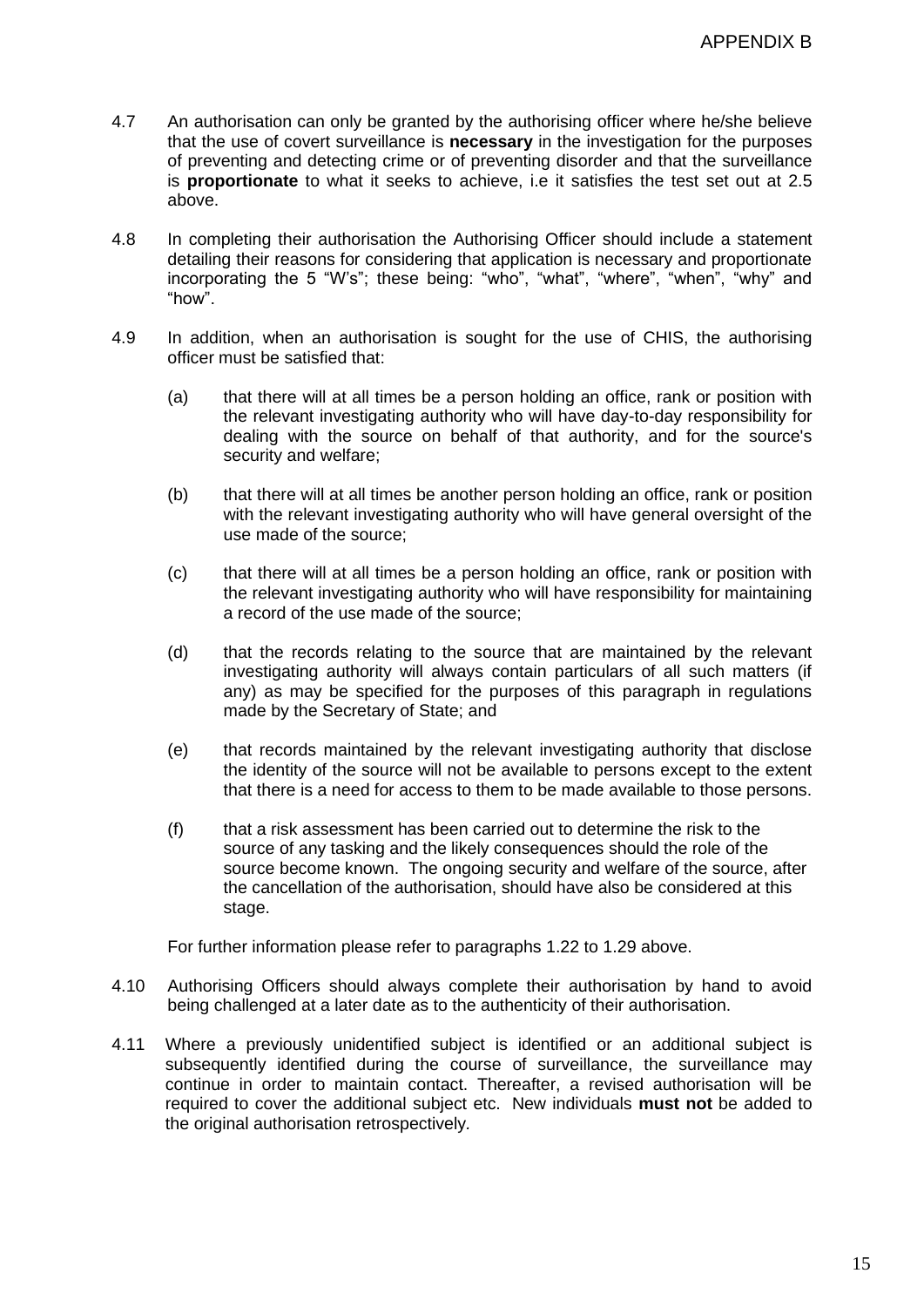4.7 An authorisation can only be granted by the authorising officer where he/she believe that the use of covert surveillance is **necessary** in the investigation for the purposes of preventing and detecting crime or of preventing disorder and that the surveillance is **proportionate** to what it seeks to achieve, i.e it satisfies the test set out at 2.5 above.

4.8 In completing their authorisation the Authorising Officer should include a statement detailing their reasons for considering that application is necessary and proportionate incorporating the 5 "W's"; these being: "who", "what", "where", "when", "why" and "how".

4.9 In addition, when an authorisation is sought for the use of CHIS, the authorising officer must be satisfied that:

(a) that there will at all times be a person holding an office, rank or position with the relevant investigating authority who will have day-to-day responsibility for dealing with the source on behalf of that authority, and for the source's security and welfare;

(b) that there will at all times be another person holding an office, rank or position with the relevant investigating authority who will have general oversight of the use made of the source;

(c) that there will at all times be a person holding an office, rank or position with the relevant investigating authority who will have responsibility for maintaining a record of the use made of the source;

(d) that the records relating to the source that are maintained by the relevant investigating authority will always contain particulars of all such matters (if any) as may be specified for the purposes of this paragraph in regulations made by the Secretary of State; and

(e) that records maintained by the relevant investigating authority that disclose the identity of the source will not be available to persons except to the extent that there is a need for access to them to be made available to those persons.

(f) that a risk assessment has been carried out to determine the risk to the source of any tasking and the likely consequences should the role of the source become known. The ongoing security and welfare of the source, after the cancellation of the authorisation, should have also be considered at this stage.

For further information please refer to paragraphs 1.22 to 1.29 above.

4.10 Authorising Officers should always complete their authorisation by hand to avoid being challenged at a later date as to the authenticity of their authorisation.

4.11 Where a previously unidentified subject is identified or an additional subject is subsequently identified during the course of surveillance, the surveillance may continue in order to maintain contact. Thereafter, a revised authorisation will be required to cover the additional subject etc. New individuals **must not** be added to the original authorisation retrospectively.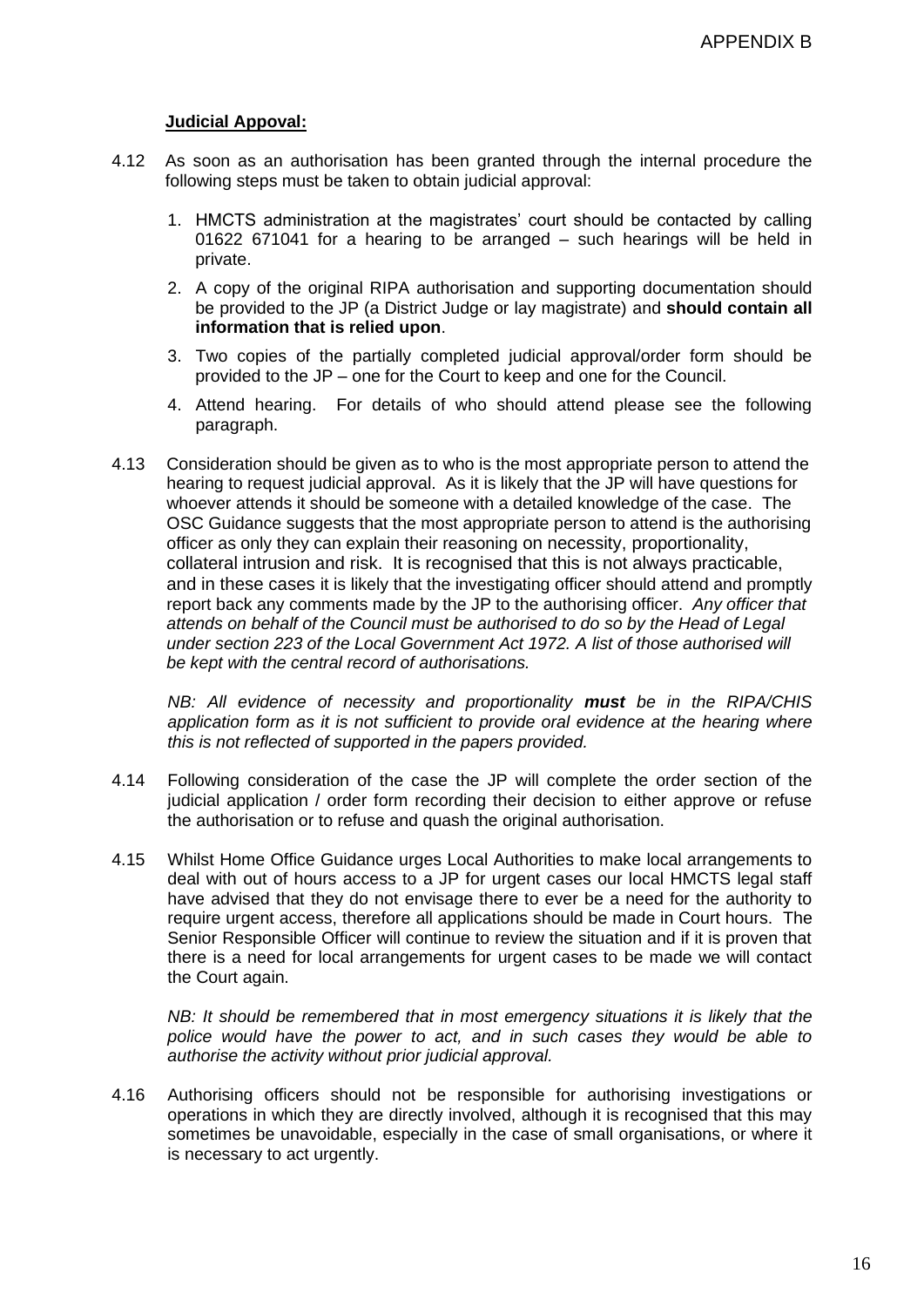**Judicial Appoval:**

4.12 As soon as an authorisation has been granted through the internal procedure the following steps must be taken to obtain judicial approval:

1. HMCTS administration at the magistrates' court should be contacted by calling 01622 671041 for a hearing to be arranged – such hearings will be held in private.
2. A copy of the original RIPA authorisation and supporting documentation should be provided to the JP (a District Judge or lay magistrate) and **should contain all information that is relied upon**.
3. Two copies of the partially completed judicial approval/order form should be provided to the JP – one for the Court to keep and one for the Council.
4. Attend hearing. For details of who should attend please see the following paragraph.

4.13 Consideration should be given as to who is the most appropriate person to attend the hearing to request judicial approval. As it is likely that the JP will have questions for whoever attends it should be someone with a detailed knowledge of the case. The OSC Guidance suggests that the most appropriate person to attend is the authorising officer as only they can explain their reasoning on necessity, proportionality, collateral intrusion and risk. It is recognised that this is not always practicable, and in these cases it is likely that the investigating officer should attend and promptly report back any comments made by the JP to the authorising officer. *Any officer that attends on behalf of the Council must be authorised to do so by the Head of Legal under section 223 of the Local Government Act 1972. A list of those authorised will be kept with the central record of authorisations.*

*NB: All evidence of necessity and proportionality **must** be in the RIPA/CHIS application form as it is not sufficient to provide oral evidence at the hearing where this is not reflected of supported in the papers provided.*

4.14 Following consideration of the case the JP will complete the order section of the judicial application / order form recording their decision to either approve or refuse the authorisation or to refuse and quash the original authorisation.

4.15 Whilst Home Office Guidance urges Local Authorities to make local arrangements to deal with out of hours access to a JP for urgent cases our local HMCTS legal staff have advised that they do not envisage there to ever be a need for the authority to require urgent access, therefore all applications should be made in Court hours. The Senior Responsible Officer will continue to review the situation and if it is proven that there is a need for local arrangements for urgent cases to be made we will contact the Court again.

*NB: It should be remembered that in most emergency situations it is likely that the police would have the power to act, and in such cases they would be able to authorise the activity without prior judicial approval.*

4.16 Authorising officers should not be responsible for authorising investigations or operations in which they are directly involved, although it is recognised that this may sometimes be unavoidable, especially in the case of small organisations, or where it is necessary to act urgently.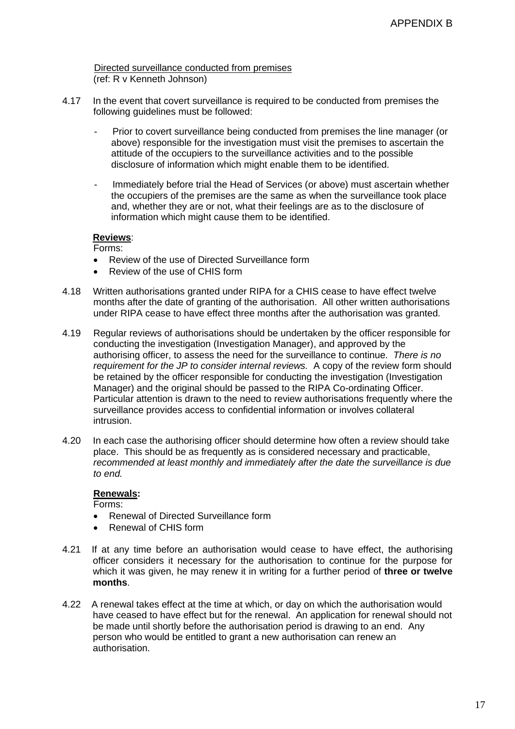APPENDIX B

<u>Directed surveillance conducted from premises</u>
(ref: R v Kenneth Johnson)

4.17 In the event that covert surveillance is required to be conducted from premises the following guidelines must be followed:

- Prior to covert surveillance being conducted from premises the line manager (or above) responsible for the investigation must visit the premises to ascertain the attitude of the occupiers to the surveillance activities and to the possible disclosure of information which might enable them to be identified.

- Immediately before trial the Head of Services (or above) must ascertain whether the occupiers of the premises are the same as when the surveillance took place and, whether they are or not, what their feelings are as to the disclosure of information which might cause them to be identified.

**<u>Reviews</u>**:

Forms:

- Review of the use of Directed Surveillance form
- Review of the use of CHIS form

4.18 Written authorisations granted under RIPA for a CHIS cease to have effect twelve months after the date of granting of the authorisation. All other written authorisations under RIPA cease to have effect three months after the authorisation was granted.

4.19 Regular reviews of authorisations should be undertaken by the officer responsible for conducting the investigation (Investigation Manager), and approved by the authorising officer, to assess the need for the surveillance to continue. *There is no requirement for the JP to consider internal reviews.* A copy of the review form should be retained by the officer responsible for conducting the investigation (Investigation Manager) and the original should be passed to the RIPA Co-ordinating Officer. Particular attention is drawn to the need to review authorisations frequently where the surveillance provides access to confidential information or involves collateral intrusion.

4.20 In each case the authorising officer should determine how often a review should take place. This should be as frequently as is considered necessary and practicable, *recommended at least monthly and immediately after the date the surveillance is due to end.*

**<u>Renewals</u>:**

Forms:

- Renewal of Directed Surveillance form
- Renewal of CHIS form

4.21 If at any time before an authorisation would cease to have effect, the authorising officer considers it necessary for the authorisation to continue for the purpose for which it was given, he may renew it in writing for a further period of **three or twelve months**.

4.22 A renewal takes effect at the time at which, or day on which the authorisation would have ceased to have effect but for the renewal. An application for renewal should not be made until shortly before the authorisation period is drawing to an end. Any person who would be entitled to grant a new authorisation can renew an authorisation.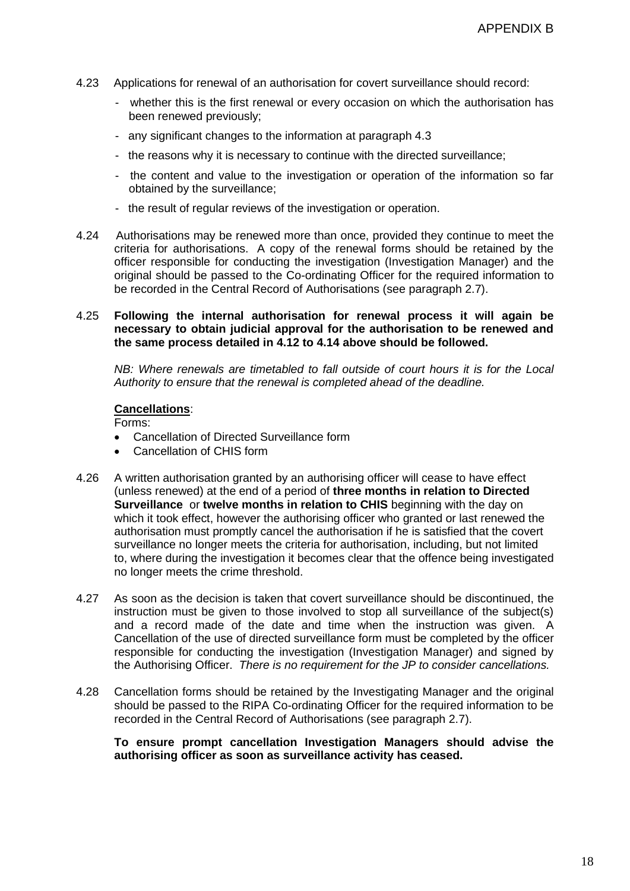4.23 Applications for renewal of an authorisation for covert surveillance should record:

- whether this is the first renewal or every occasion on which the authorisation has been renewed previously;
- any significant changes to the information at paragraph 4.3
- the reasons why it is necessary to continue with the directed surveillance;
- the content and value to the investigation or operation of the information so far obtained by the surveillance;
- the result of regular reviews of the investigation or operation.

4.24 Authorisations may be renewed more than once, provided they continue to meet the criteria for authorisations. A copy of the renewal forms should be retained by the officer responsible for conducting the investigation (Investigation Manager) and the original should be passed to the Co-ordinating Officer for the required information to be recorded in the Central Record of Authorisations (see paragraph 2.7).

4.25 **Following the internal authorisation for renewal process it will again be necessary to obtain judicial approval for the authorisation to be renewed and the same process detailed in 4.12 to 4.14 above should be followed.**

*NB: Where renewals are timetabled to fall outside of court hours it is for the Local Authority to ensure that the renewal is completed ahead of the deadline.*

**Cancellations**:

Forms:

- Cancellation of Directed Surveillance form
- Cancellation of CHIS form

4.26 A written authorisation granted by an authorising officer will cease to have effect (unless renewed) at the end of a period of **three months in relation to Directed Surveillance** or **twelve months in relation to CHIS** beginning with the day on which it took effect, however the authorising officer who granted or last renewed the authorisation must promptly cancel the authorisation if he is satisfied that the covert surveillance no longer meets the criteria for authorisation, including, but not limited to, where during the investigation it becomes clear that the offence being investigated no longer meets the crime threshold.

4.27 As soon as the decision is taken that covert surveillance should be discontinued, the instruction must be given to those involved to stop all surveillance of the subject(s) and a record made of the date and time when the instruction was given. A Cancellation of the use of directed surveillance form must be completed by the officer responsible for conducting the investigation (Investigation Manager) and signed by the Authorising Officer. *There is no requirement for the JP to consider cancellations.*

4.28 Cancellation forms should be retained by the Investigating Manager and the original should be passed to the RIPA Co-ordinating Officer for the required information to be recorded in the Central Record of Authorisations (see paragraph 2.7).

**To ensure prompt cancellation Investigation Managers should advise the authorising officer as soon as surveillance activity has ceased.**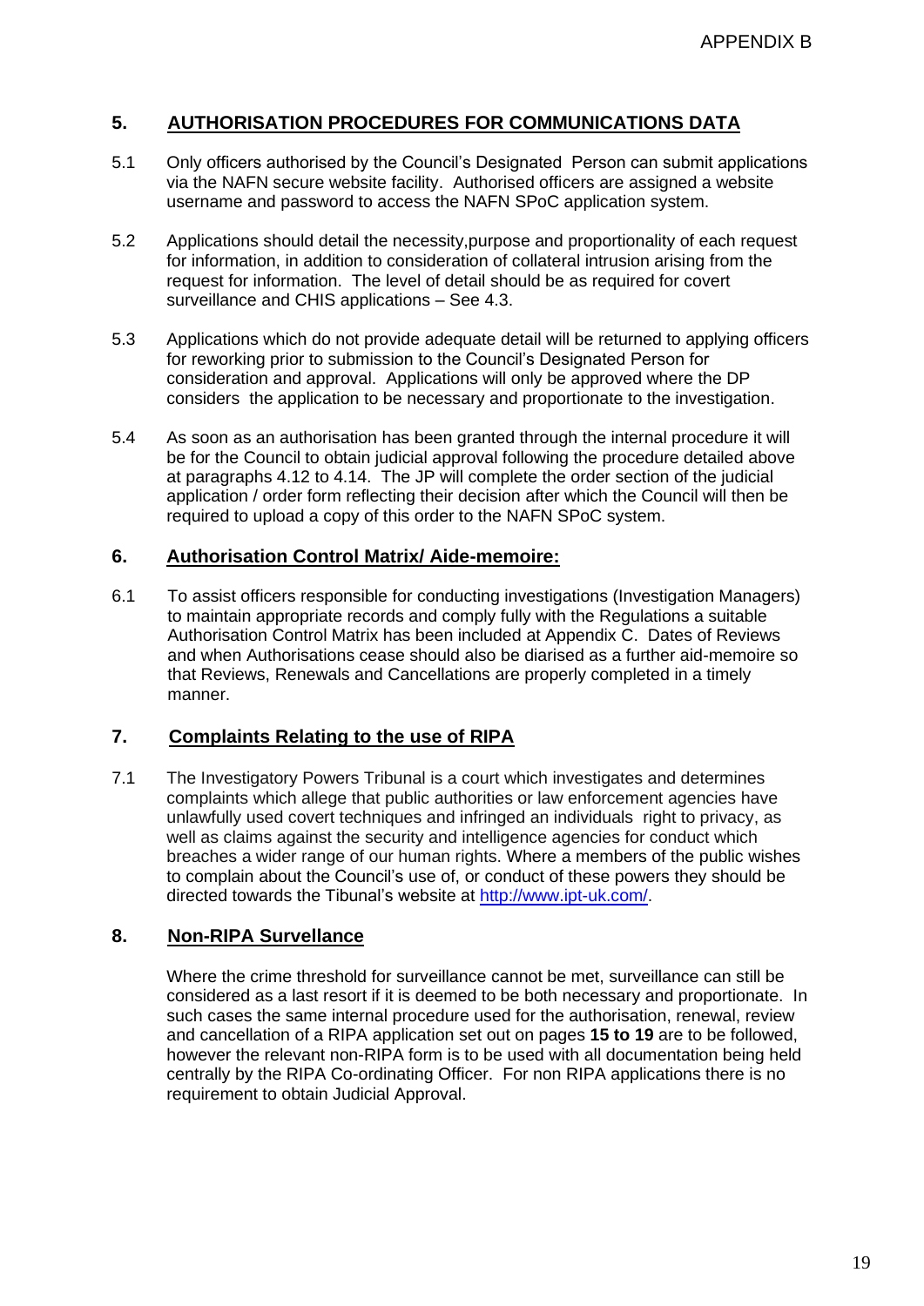## 5. AUTHORISATION PROCEDURES FOR COMMUNICATIONS DATA

5.1 Only officers authorised by the Council's Designated Person can submit applications via the NAFN secure website facility. Authorised officers are assigned a website username and password to access the NAFN SPoC application system.

5.2 Applications should detail the necessity,purpose and proportionality of each request for information, in addition to consideration of collateral intrusion arising from the request for information. The level of detail should be as required for covert surveillance and CHIS applications – See 4.3.

5.3 Applications which do not provide adequate detail will be returned to applying officers for reworking prior to submission to the Council's Designated Person for consideration and approval. Applications will only be approved where the DP considers the application to be necessary and proportionate to the investigation.

5.4 As soon as an authorisation has been granted through the internal procedure it will be for the Council to obtain judicial approval following the procedure detailed above at paragraphs 4.12 to 4.14. The JP will complete the order section of the judicial application / order form reflecting their decision after which the Council will then be required to upload a copy of this order to the NAFN SPoC system.

## 6. Authorisation Control Matrix/ Aide-memoire:

6.1 To assist officers responsible for conducting investigations (Investigation Managers) to maintain appropriate records and comply fully with the Regulations a suitable Authorisation Control Matrix has been included at Appendix C. Dates of Reviews and when Authorisations cease should also be diarised as a further aid-memoire so that Reviews, Renewals and Cancellations are properly completed in a timely manner.

## 7. Complaints Relating to the use of RIPA

7.1 The Investigatory Powers Tribunal is a court which investigates and determines complaints which allege that public authorities or law enforcement agencies have unlawfully used covert techniques and infringed an individuals right to privacy, as well as claims against the security and intelligence agencies for conduct which breaches a wider range of our human rights. Where a members of the public wishes to complain about the Council's use of, or conduct of these powers they should be directed towards the Tibunal's website at http://www.ipt-uk.com/.

## 8. Non-RIPA Survellance

Where the crime threshold for surveillance cannot be met, surveillance can still be considered as a last resort if it is deemed to be both necessary and proportionate. In such cases the same internal procedure used for the authorisation, renewal, review and cancellation of a RIPA application set out on pages **15 to 19** are to be followed, however the relevant non-RIPA form is to be used with all documentation being held centrally by the RIPA Co-ordinating Officer. For non RIPA applications there is no requirement to obtain Judicial Approval.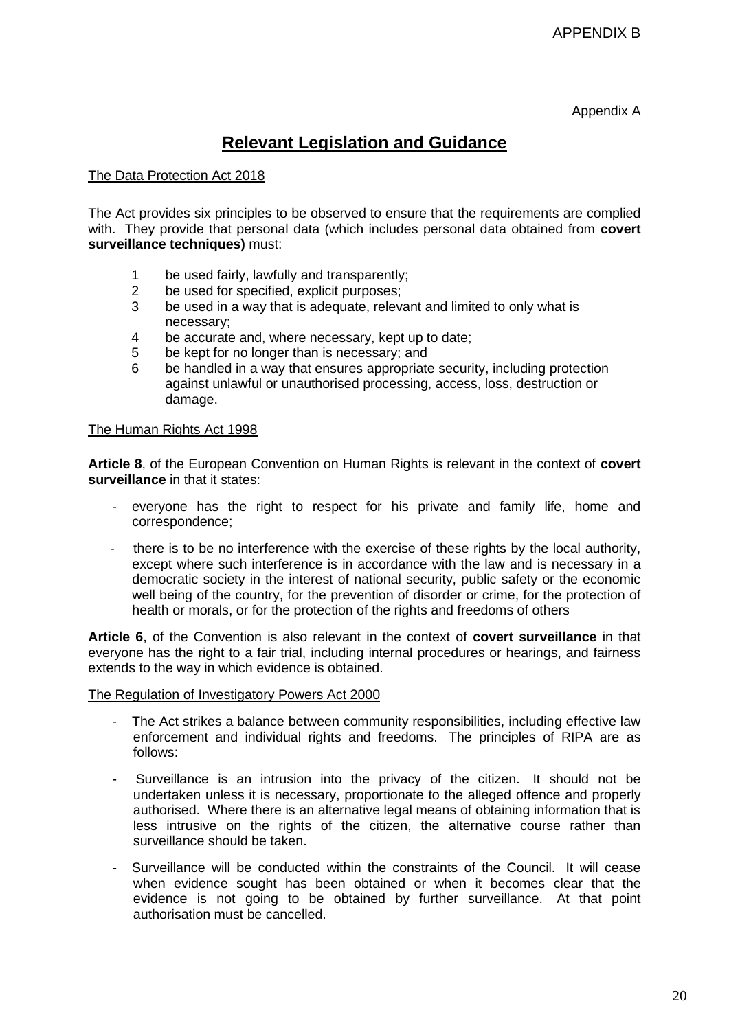APPENDIX B

Appendix A

# Relevant Legislation and Guidance

The Data Protection Act 2018

The Act provides six principles to be observed to ensure that the requirements are complied with. They provide that personal data (which includes personal data obtained from **covert surveillance techniques)** must:

1. be used fairly, lawfully and transparently;
2. be used for specified, explicit purposes;
3. be used in a way that is adequate, relevant and limited to only what is necessary;
4. be accurate and, where necessary, kept up to date;
5. be kept for no longer than is necessary; and
6. be handled in a way that ensures appropriate security, including protection against unlawful or unauthorised processing, access, loss, destruction or damage.

The Human Rights Act 1998

**Article 8**, of the European Convention on Human Rights is relevant in the context of **covert surveillance** in that it states:

- everyone has the right to respect for his private and family life, home and correspondence;
- there is to be no interference with the exercise of these rights by the local authority, except where such interference is in accordance with the law and is necessary in a democratic society in the interest of national security, public safety or the economic well being of the country, for the prevention of disorder or crime, for the protection of health or morals, or for the protection of the rights and freedoms of others

**Article 6**, of the Convention is also relevant in the context of **covert surveillance** in that everyone has the right to a fair trial, including internal procedures or hearings, and fairness extends to the way in which evidence is obtained.

The Regulation of Investigatory Powers Act 2000

- The Act strikes a balance between community responsibilities, including effective law enforcement and individual rights and freedoms. The principles of RIPA are as follows:
- Surveillance is an intrusion into the privacy of the citizen. It should not be undertaken unless it is necessary, proportionate to the alleged offence and properly authorised. Where there is an alternative legal means of obtaining information that is less intrusive on the rights of the citizen, the alternative course rather than surveillance should be taken.
- Surveillance will be conducted within the constraints of the Council. It will cease when evidence sought has been obtained or when it becomes clear that the evidence is not going to be obtained by further surveillance. At that point authorisation must be cancelled.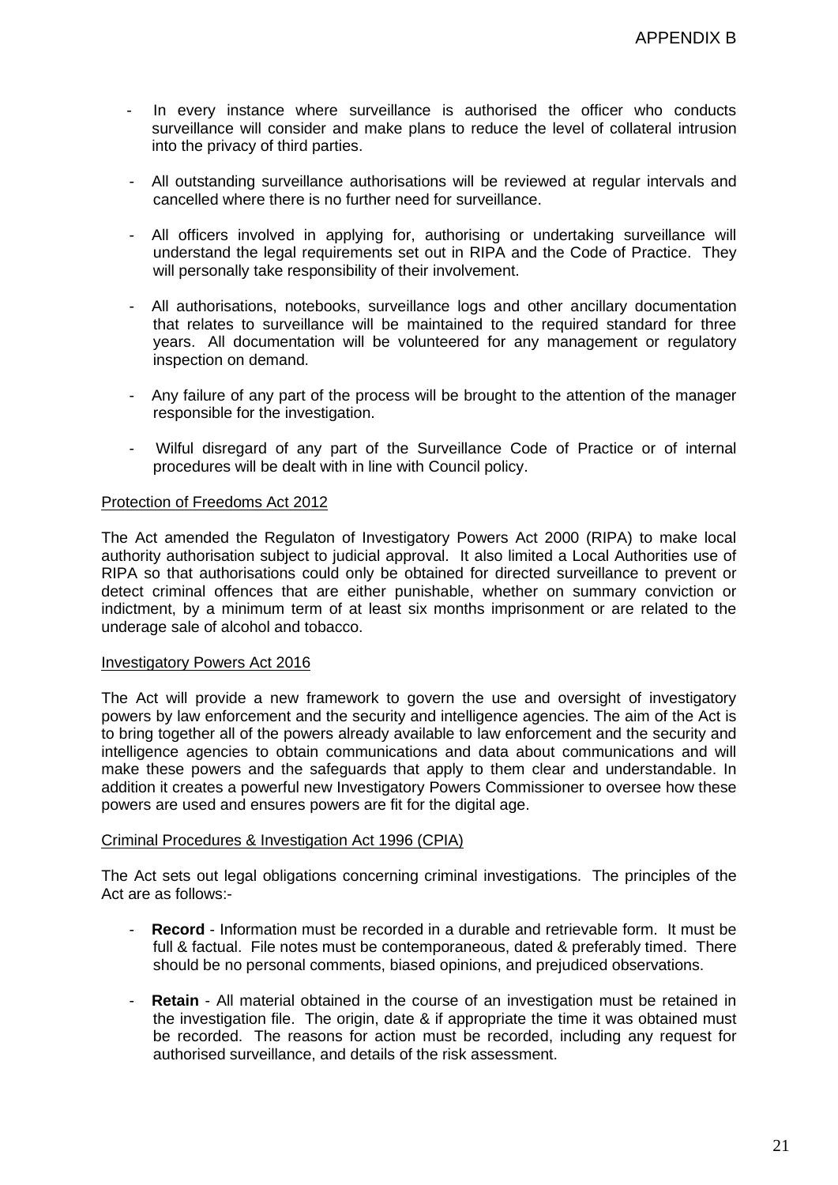APPENDIX B

- In every instance where surveillance is authorised the officer who conducts surveillance will consider and make plans to reduce the level of collateral intrusion into the privacy of third parties.

- All outstanding surveillance authorisations will be reviewed at regular intervals and cancelled where there is no further need for surveillance.

- All officers involved in applying for, authorising or undertaking surveillance will understand the legal requirements set out in RIPA and the Code of Practice. They will personally take responsibility of their involvement.

- All authorisations, notebooks, surveillance logs and other ancillary documentation that relates to surveillance will be maintained to the required standard for three years. All documentation will be volunteered for any management or regulatory inspection on demand.

- Any failure of any part of the process will be brought to the attention of the manager responsible for the investigation.

- Wilful disregard of any part of the Surveillance Code of Practice or of internal procedures will be dealt with in line with Council policy.

Protection of Freedoms Act 2012

The Act amended the Regulaton of Investigatory Powers Act 2000 (RIPA) to make local authority authorisation subject to judicial approval. It also limited a Local Authorities use of RIPA so that authorisations could only be obtained for directed surveillance to prevent or detect criminal offences that are either punishable, whether on summary conviction or indictment, by a minimum term of at least six months imprisonment or are related to the underage sale of alcohol and tobacco.

Investigatory Powers Act 2016

The Act will provide a new framework to govern the use and oversight of investigatory powers by law enforcement and the security and intelligence agencies. The aim of the Act is to bring together all of the powers already available to law enforcement and the security and intelligence agencies to obtain communications and data about communications and will make these powers and the safeguards that apply to them clear and understandable. In addition it creates a powerful new Investigatory Powers Commissioner to oversee how these powers are used and ensures powers are fit for the digital age.

Criminal Procedures & Investigation Act 1996 (CPIA)

The Act sets out legal obligations concerning criminal investigations. The principles of the Act are as follows:-

- **Record** - Information must be recorded in a durable and retrievable form. It must be full & factual. File notes must be contemporaneous, dated & preferably timed. There should be no personal comments, biased opinions, and prejudiced observations.

- **Retain** - All material obtained in the course of an investigation must be retained in the investigation file. The origin, date & if appropriate the time it was obtained must be recorded. The reasons for action must be recorded, including any request for authorised surveillance, and details of the risk assessment.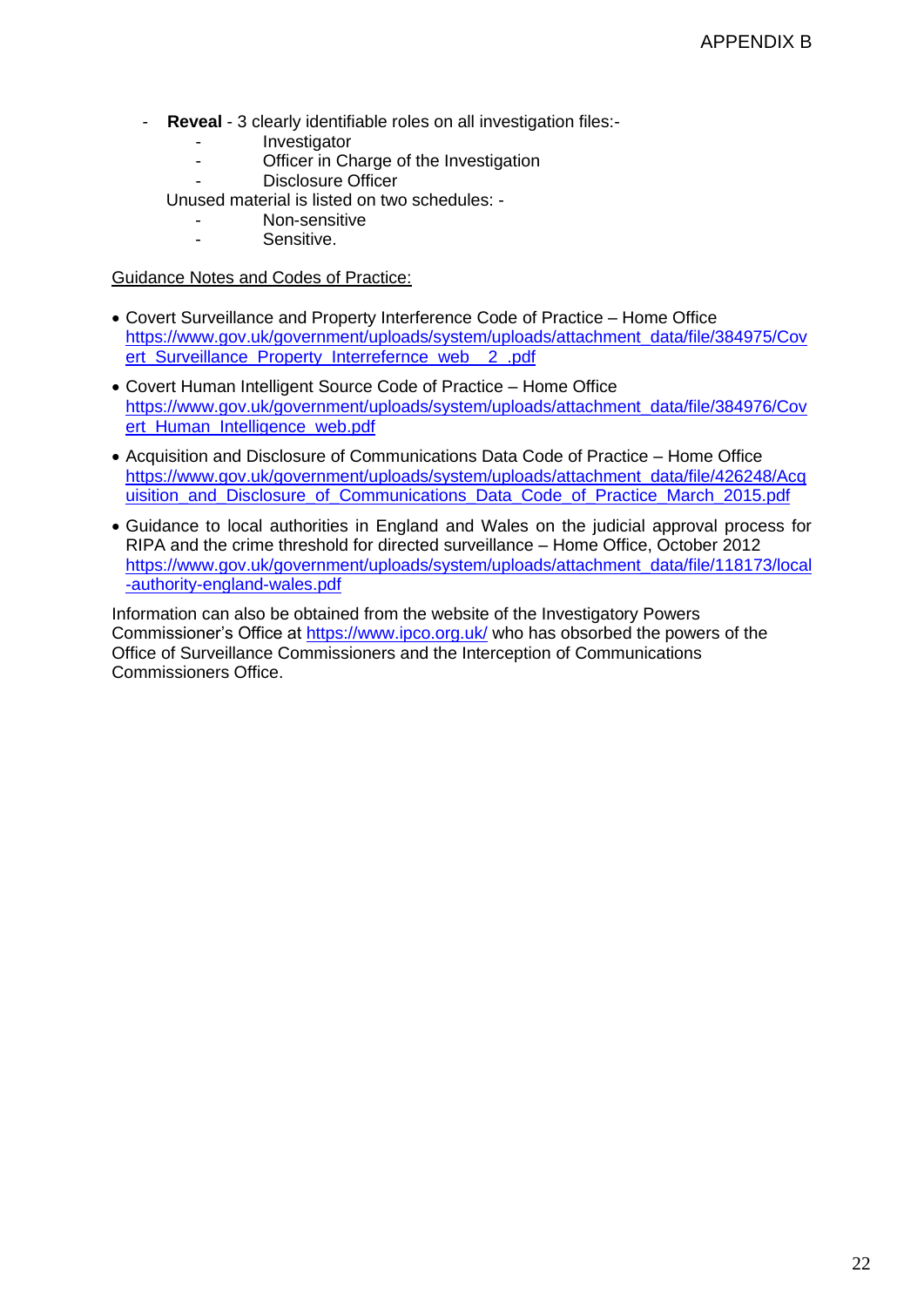- **Reveal** - 3 clearly identifiable roles on all investigation files:-
    - Investigator
    - Officer in Charge of the Investigation
    - Disclosure Officer

  Unused material is listed on two schedules: -
    - Non-sensitive
    - Sensitive.

Guidance Notes and Codes of Practice:

- Covert Surveillance and Property Interference Code of Practice – Home Office https://www.gov.uk/government/uploads/system/uploads/attachment_data/file/384975/Covert_Surveillance_Property_Interrefernce_web__2_.pdf
- Covert Human Intelligent Source Code of Practice – Home Office https://www.gov.uk/government/uploads/system/uploads/attachment_data/file/384976/Covert_Human_Intelligence_web.pdf
- Acquisition and Disclosure of Communications Data Code of Practice – Home Office https://www.gov.uk/government/uploads/system/uploads/attachment_data/file/426248/Acquisition_and_Disclosure_of_Communications_Data_Code_of_Practice_March_2015.pdf
- Guidance to local authorities in England and Wales on the judicial approval process for RIPA and the crime threshold for directed surveillance – Home Office, October 2012 https://www.gov.uk/government/uploads/system/uploads/attachment_data/file/118173/local-authority-england-wales.pdf

Information can also be obtained from the website of the Investigatory Powers Commissioner's Office at https://www.ipco.org.uk/ who has obsorbed the powers of the Office of Surveillance Commissioners and the Interception of Communications Commissioners Office.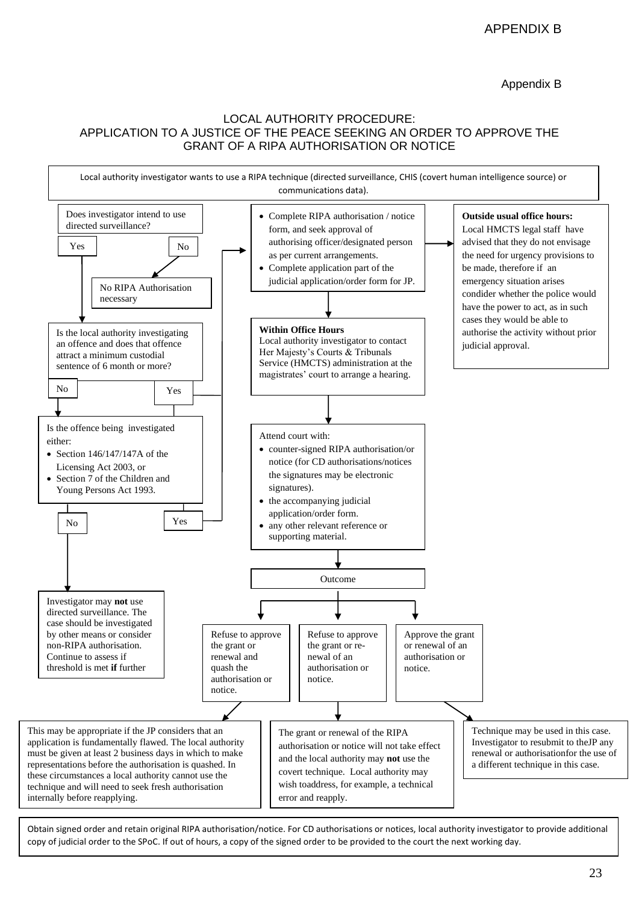APPENDIX B

Appendix B

# LOCAL AUTHORITY PROCEDURE: APPLICATION TO A JUSTICE OF THE PEACE SEEKING AN ORDER TO APPROVE THE GRANT OF A RIPA AUTHORISATION OR NOTICE

Local authority investigator wants to use a RIPA technique (directed surveillance, CHIS (covert human intelligence source) or communications data).

Does investigator intend to use directed surveillance?

- No → No RIPA Authorisation necessary
- Yes → Is the local authority investigating an offence and does that offence attract a minimum custodial sentence of 6 month or more?
  - Yes → (proceed to completing RIPA authorisation / notice form)
  - No → Is the offence being investigated either:
    - Section 146/147/147A of the Licensing Act 2003, or
    - Section 7 of the Children and Young Persons Act 1993.
    - Yes → (proceed to completing RIPA authorisation / notice form)
    - No → Investigator may **not** use directed surveillance. The case should be investigated by other means or consider non-RIPA authorisation. Continue to assess if threshold is met **if** further

- Complete RIPA authorisation / notice form, and seek approval of authorising officer/designated person as per current arrangements.
- Complete application part of the judicial application/order form for JP.

**Outside usual office hours:**
Local HMCTS legal staff have advised that they do not envisage the need for urgency provisions to be made, therefore if an emergency situation arises condider whether the police would have the power to act, as in such cases they would be able to authorise the activity without prior judicial approval.

**Within Office Hours**
Local authority investigator to contact Her Majesty's Courts & Tribunals Service (HMCTS) administration at the magistrates' court to arrange a hearing.

Attend court with:

- counter-signed RIPA authorisation/or notice (for CD authorisations/notices the signatures may be electronic signatures).
- the accompanying judicial application/order form.
- any other relevant reference or supporting material.

Outcome

- Refuse to approve the grant or renewal and quash the authorisation or notice.
  - This may be appropriate if the JP considers that an application is fundamentally flawed. The local authority must be given at least 2 business days in which to make representations before the authorisation is quashed. In these circumstances a local authority cannot use the technique and will need to seek fresh authorisation internally before reapplying.
- Refuse to approve the grant or re-newal of an authorisation or notice.
  - The grant or renewal of the RIPA authorisation or notice will not take effect and the local authority may **not** use the covert technique. Local authority may wish toaddress, for example, a technical error and reapply.
- Approve the grant or renewal of an authorisation or notice.
  - Technique may be used in this case. Investigator to resubmit to theJP any renewal or authorisationfor the use of a different technique in this case.

Obtain signed order and retain original RIPA authorisation/notice. For CD authorisations or notices, local authority investigator to provide additional copy of judicial order to the SPoC. If out of hours, a copy of the signed order to be provided to the court the next working day.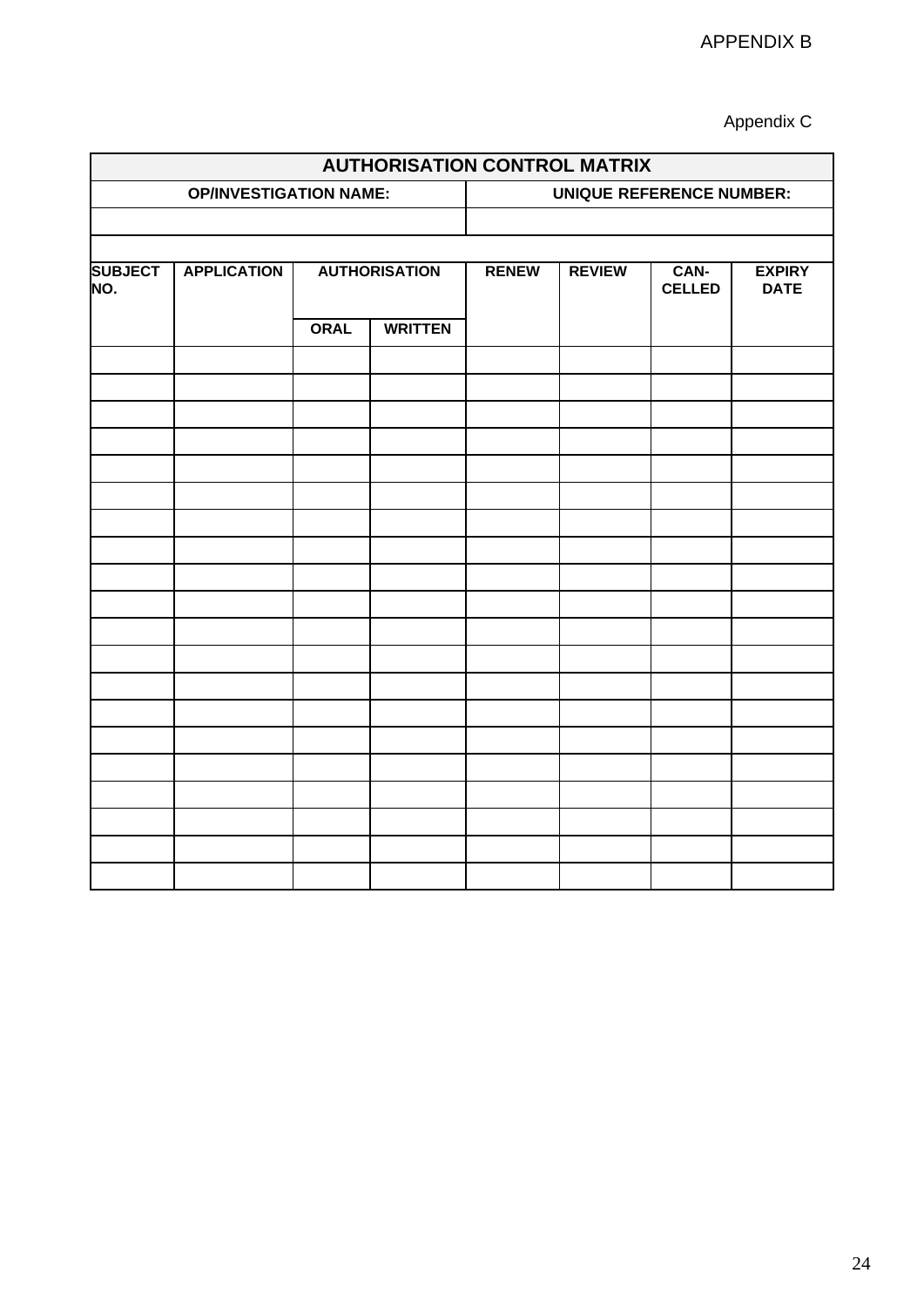APPENDIX B

Appendix C

| AUTHORISATION CONTROL MATRIX | | | | | | | |
|---|---|---|---|---|---|---|---|
| OP/INVESTIGATION NAME: | | | | UNIQUE REFERENCE NUMBER: | | | |
| | | | | | | | |
| | | | | | | | |
| SUBJECT NO. | APPLICATION | AUTHORISATION | | RENEW | REVIEW | CAN-CELLED | EXPIRY DATE |
| | | ORAL | WRITTEN | | | | |
| | | | | | | | |
| | | | | | | | |
| | | | | | | | |
| | | | | | | | |
| | | | | | | | |
| | | | | | | | |
| | | | | | | | |
| | | | | | | | |
| | | | | | | | |
| | | | | | | | |
| | | | | | | | |
| | | | | | | | |
| | | | | | | | |
| | | | | | | | |
| | | | | | | | |
| | | | | | | | |
| | | | | | | | |
| | | | | | | | |
| | | | | | | | |
| | | | | | | | |